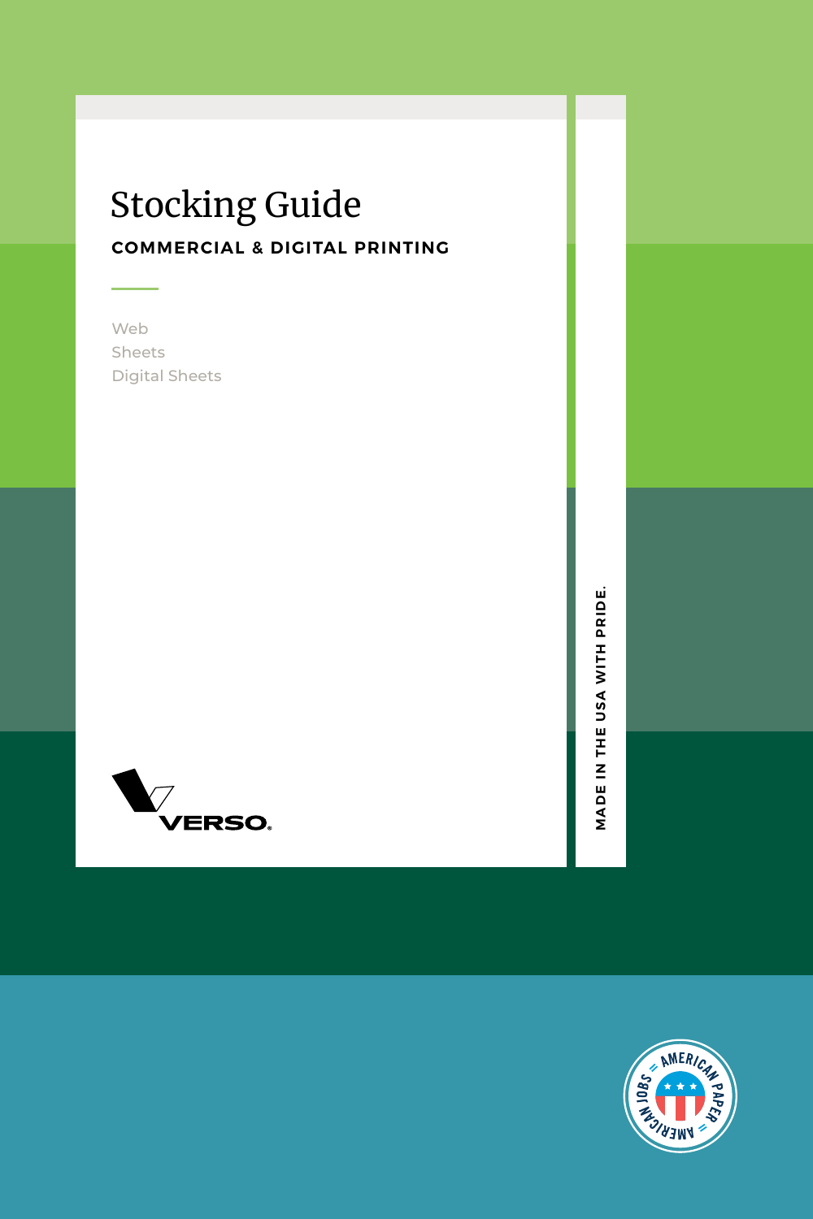# Stocking Guide

## COMMERCIAL & DIGITAL PRINTING

Web
Sheets
Digital Sheets

VERSO®

MADE IN THE USA WITH PRIDE.

AMERICAN PAPER = AMERICAN JOBS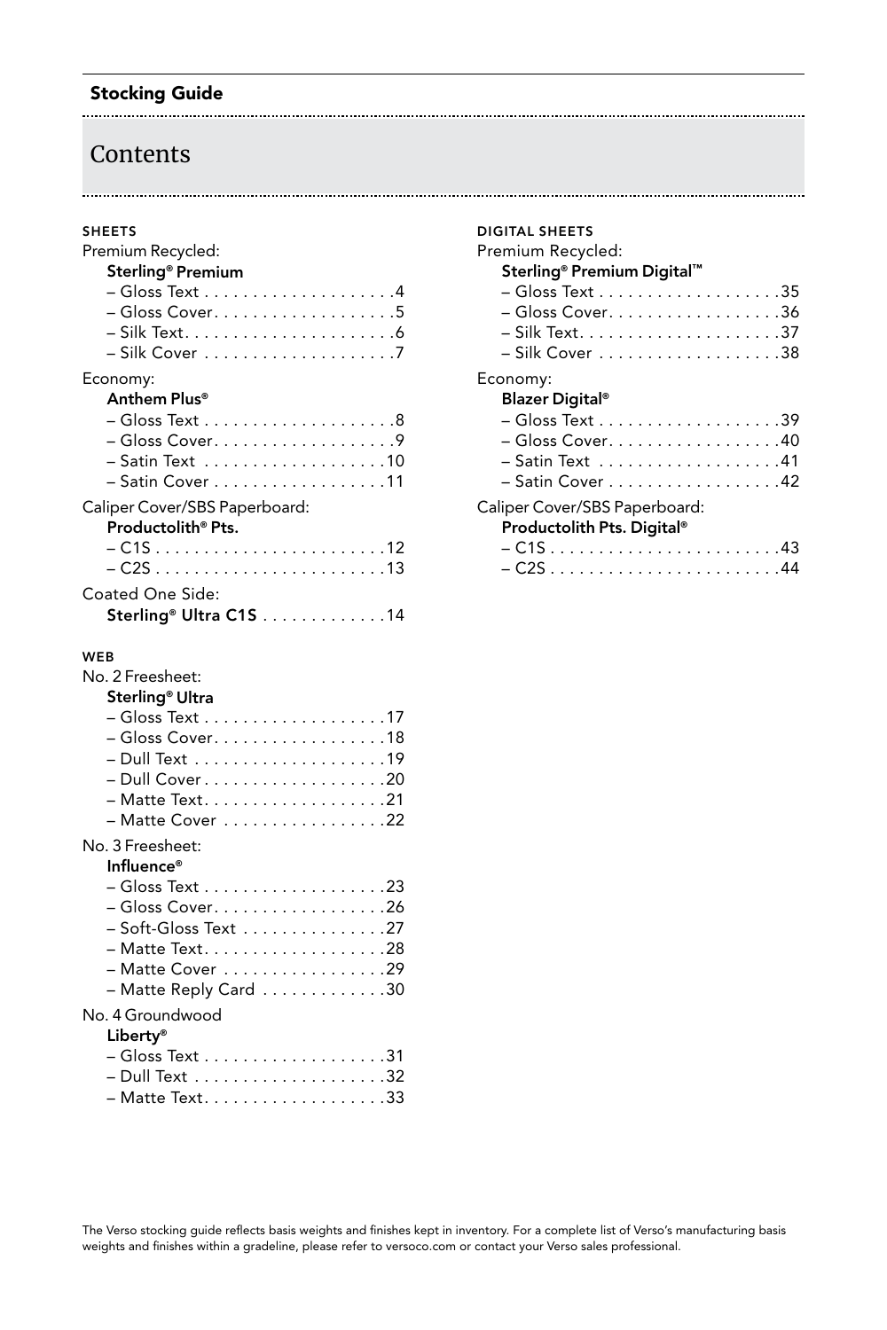**Stocking Guide**

# Contents

**SHEETS**

Premium Recycled:

**Sterling® Premium**

- – Gloss Text . . . . . . . . . . . . . . . . . . . .4
- – Gloss Cover. . . . . . . . . . . . . . . . . . .5
- – Silk Text. . . . . . . . . . . . . . . . . . . . . .6
- – Silk Cover . . . . . . . . . . . . . . . . . . . .7

Economy:

**Anthem Plus®**

- – Gloss Text . . . . . . . . . . . . . . . . . . . .8
- – Gloss Cover. . . . . . . . . . . . . . . . . . .9
- – Satin Text . . . . . . . . . . . . . . . . . . .10
- – Satin Cover . . . . . . . . . . . . . . . . . .11

Caliper Cover/SBS Paperboard:

**Productolith® Pts.**

- – C1S . . . . . . . . . . . . . . . . . . . . . . . .12
- – C2S . . . . . . . . . . . . . . . . . . . . . . . .13

Coated One Side:

**Sterling® Ultra C1S** . . . . . . . . . . . . .14

**WEB**

No. 2 Freesheet:

**Sterling® Ultra**

- – Gloss Text . . . . . . . . . . . . . . . . . . .17
- – Gloss Cover. . . . . . . . . . . . . . . . . .18
- – Dull Text . . . . . . . . . . . . . . . . . . . .19
- – Dull Cover . . . . . . . . . . . . . . . . . . .20
- – Matte Text. . . . . . . . . . . . . . . . . . .21
- – Matte Cover . . . . . . . . . . . . . . . . .22

No. 3 Freesheet:

**Influence®**

- – Gloss Text . . . . . . . . . . . . . . . . . . .23
- – Gloss Cover. . . . . . . . . . . . . . . . . .26
- – Soft-Gloss Text . . . . . . . . . . . . . . .27
- – Matte Text. . . . . . . . . . . . . . . . . . .28
- – Matte Cover . . . . . . . . . . . . . . . . .29
- – Matte Reply Card . . . . . . . . . . . . .30

No. 4 Groundwood

**Liberty®**

- – Gloss Text . . . . . . . . . . . . . . . . . . .31
- – Dull Text . . . . . . . . . . . . . . . . . . . .32
- – Matte Text. . . . . . . . . . . . . . . . . . .33

**DIGITAL SHEETS**

Premium Recycled:

**Sterling® Premium Digital™**

- – Gloss Text . . . . . . . . . . . . . . . . . . .35
- – Gloss Cover. . . . . . . . . . . . . . . . . .36
- – Silk Text. . . . . . . . . . . . . . . . . . . . .37
- – Silk Cover . . . . . . . . . . . . . . . . . . .38

Economy:

**Blazer Digital®**

- – Gloss Text . . . . . . . . . . . . . . . . . . .39
- – Gloss Cover. . . . . . . . . . . . . . . . . .40
- – Satin Text . . . . . . . . . . . . . . . . . . .41
- – Satin Cover . . . . . . . . . . . . . . . . . .42

Caliper Cover/SBS Paperboard:

**Productolith Pts. Digital®**

- – C1S . . . . . . . . . . . . . . . . . . . . . . . .43
- – C2S . . . . . . . . . . . . . . . . . . . . . . . .44

The Verso stocking guide reflects basis weights and finishes kept in inventory. For a complete list of Verso's manufacturing basis weights and finishes within a gradeline, please refer to versoco.com or contact your Verso sales professional.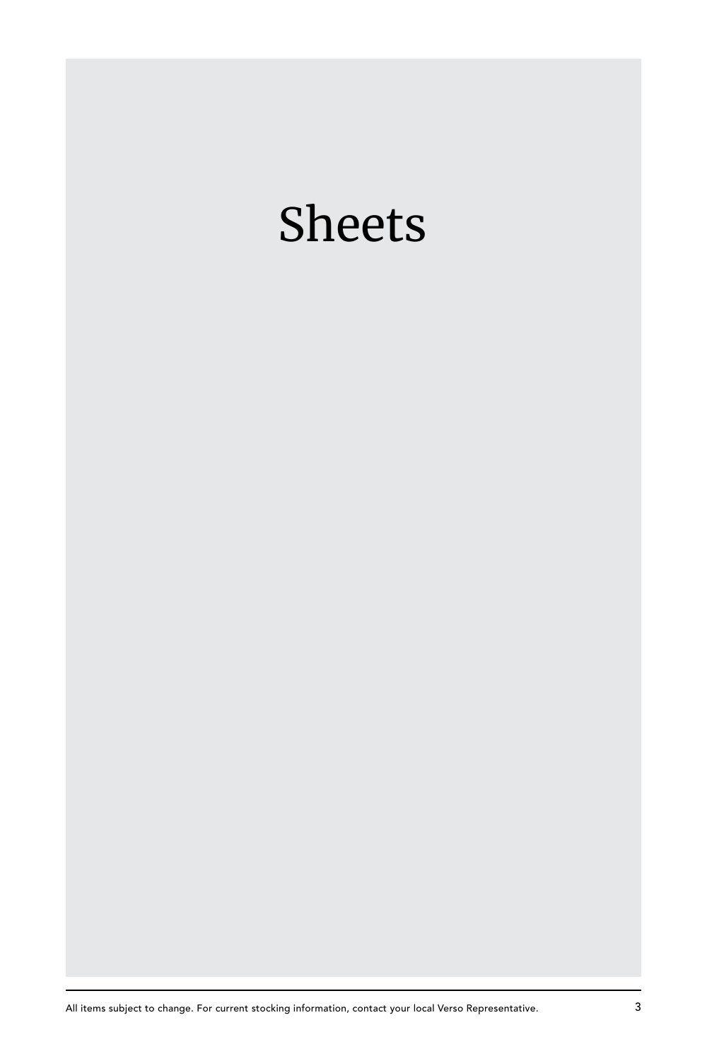# Sheets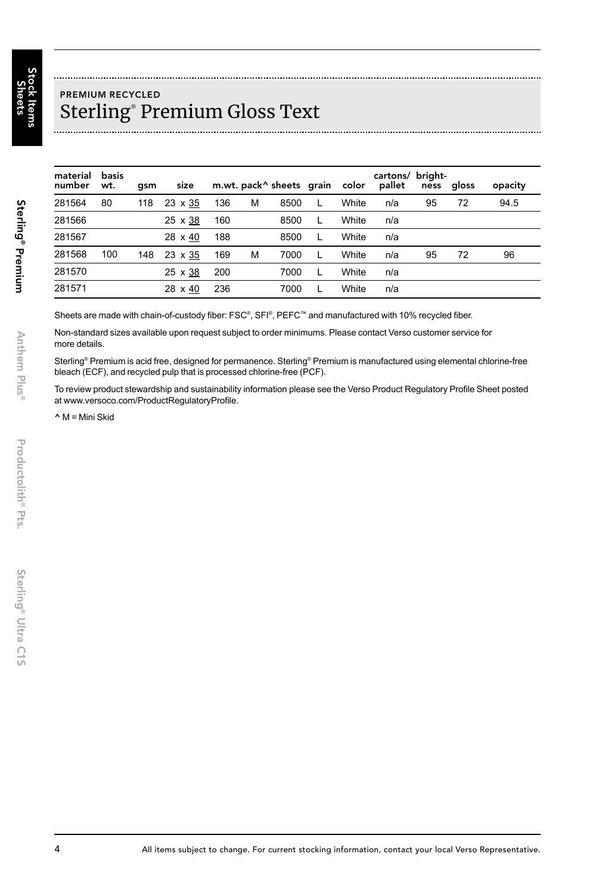PREMIUM RECYCLED

# Sterling® Premium Gloss Text

| material number | basis wt. | gsm | size | m.wt. | pack^ | sheets | grain | color | cartons/ pallet | bright-ness | gloss | opacity |
|---|---|---|---|---|---|---|---|---|---|---|---|---|
| 281564 | 80 | 118 | 23 x 35 | 136 | M | 8500 | L | White | n/a | 95 | 72 | 94.5 |
| 281566 | | | 25 x 38 | 160 | | 8500 | L | White | n/a | | | |
| 281567 | | | 28 x 40 | 188 | | 8500 | L | White | n/a | | | |
| 281568 | 100 | 148 | 23 x 35 | 169 | M | 7000 | L | White | n/a | 95 | 72 | 96 |
| 281570 | | | 25 x 38 | 200 | | 7000 | L | White | n/a | | | |
| 281571 | | | 28 x 40 | 236 | | 7000 | L | White | n/a | | | |

Sheets are made with chain-of-custody fiber: FSC®, SFI®, PEFC™ and manufactured with 10% recycled fiber.

Non-standard sizes available upon request subject to order minimums. Please contact Verso customer service for more details.

Sterling® Premium is acid free, designed for permanence. Sterling® Premium is manufactured using elemental chlorine-free bleach (ECF), and recycled pulp that is processed chlorine-free (PCF).

To review product stewardship and sustainability information please see the Verso Product Regulatory Profile Sheet posted at www.versoco.com/ProductRegulatoryProfile.

^ M = Mini Skid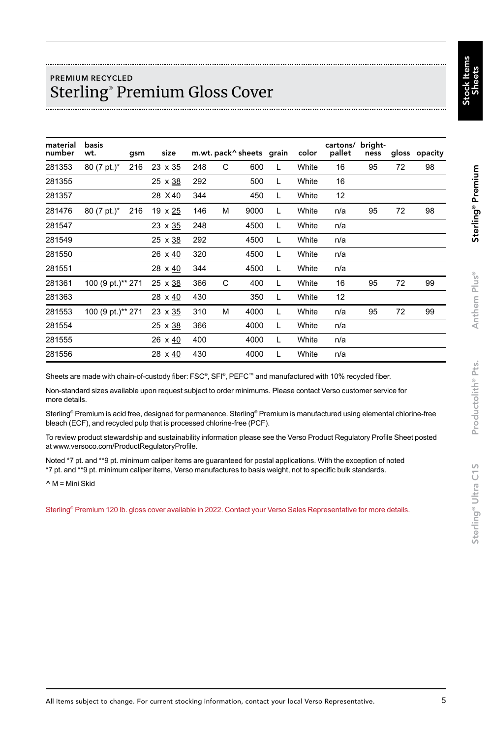PREMIUM RECYCLED

# Sterling® Premium Gloss Cover

| material number | basis wt. | gsm | size | m.wt. | pack^ | sheets | grain | color | cartons/ pallet | bright- ness | gloss | opacity |
|---|---|---|---|---|---|---|---|---|---|---|---|---|
| 281353 | 80 (7 pt.)* | 216 | 23 x 35 | 248 | C | 600 | L | White | 16 | 95 | 72 | 98 |
| 281355 | | | 25 x 38 | 292 | | 500 | L | White | 16 | | | |
| 281357 | | | 28 X 40 | 344 | | 450 | L | White | 12 | | | |
| 281476 | 80 (7 pt.)* | 216 | 19 x 25 | 146 | M | 9000 | L | White | n/a | 95 | 72 | 98 |
| 281547 | | | 23 x 35 | 248 | | 4500 | L | White | n/a | | | |
| 281549 | | | 25 x 38 | 292 | | 4500 | L | White | n/a | | | |
| 281550 | | | 26 x 40 | 320 | | 4500 | L | White | n/a | | | |
| 281551 | | | 28 x 40 | 344 | | 4500 | L | White | n/a | | | |
| 281361 | 100 (9 pt.)** | 271 | 25 x 38 | 366 | C | 400 | L | White | 16 | 95 | 72 | 99 |
| 281363 | | | 28 x 40 | 430 | | 350 | L | White | 12 | | | |
| 281553 | 100 (9 pt.)** | 271 | 23 x 35 | 310 | M | 4000 | L | White | n/a | 95 | 72 | 99 |
| 281554 | | | 25 x 38 | 366 | | 4000 | L | White | n/a | | | |
| 281555 | | | 26 x 40 | 400 | | 4000 | L | White | n/a | | | |
| 281556 | | | 28 x 40 | 430 | | 4000 | L | White | n/a | | | |

Sheets are made with chain-of-custody fiber: FSC®, SFI®, PEFC™ and manufactured with 10% recycled fiber.

Non-standard sizes available upon request subject to order minimums. Please contact Verso customer service for more details.

Sterling® Premium is acid free, designed for permanence. Sterling® Premium is manufactured using elemental chlorine-free bleach (ECF), and recycled pulp that is processed chlorine-free (PCF).

To review product stewardship and sustainability information please see the Verso Product Regulatory Profile Sheet posted at www.versoco.com/ProductRegulatoryProfile.

Noted *7 pt. and **9 pt. minimum caliper items are guaranteed for postal applications. With the exception of noted *7 pt. and **9 pt. minimum caliper items, Verso manufactures to basis weight, not to specific bulk standards.

^ M = Mini Skid

Sterling® Premium 120 lb. gloss cover available in 2022. Contact your Verso Sales Representative for more details.

All items subject to change. For current stocking information, contact your local Verso Representative.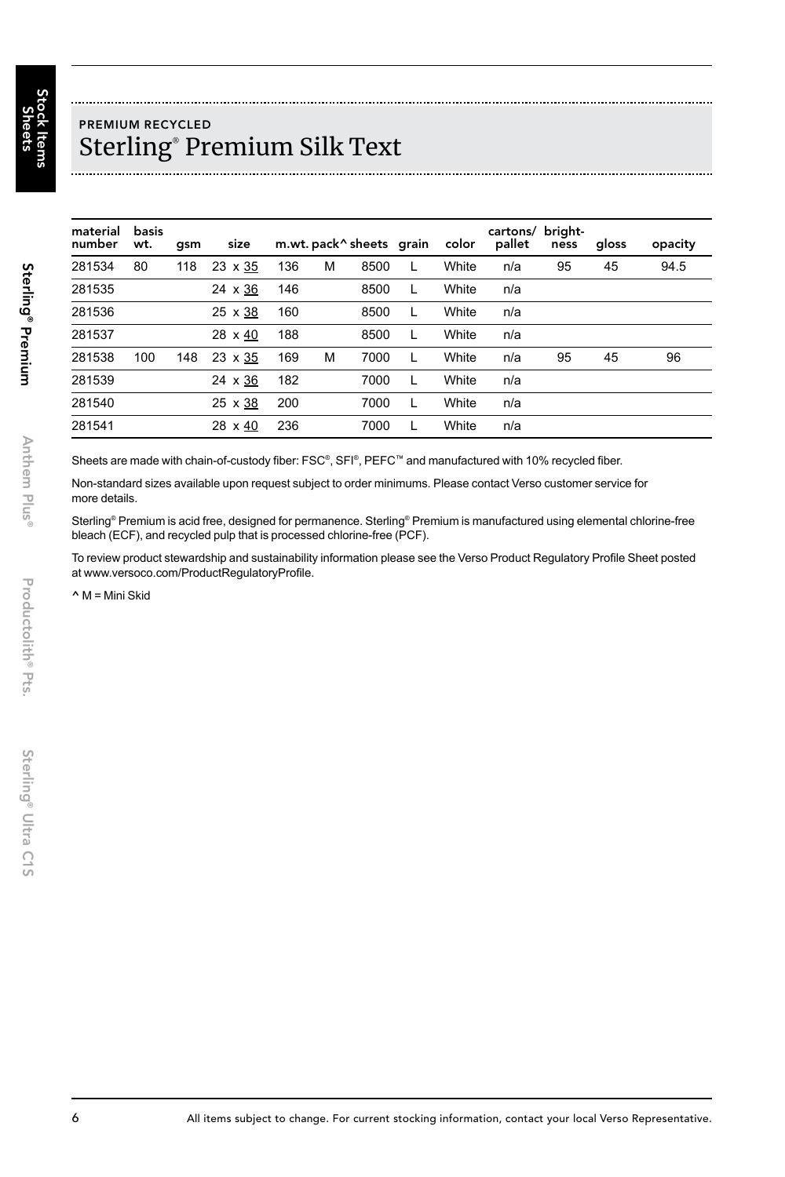PREMIUM RECYCLED

# Sterling® Premium Silk Text

| material number | basis wt. | gsm | size | m.wt. | pack^ | sheets | grain | color | cartons/ pallet | bright-ness | gloss | opacity |
|---|---|---|---|---|---|---|---|---|---|---|---|---|
| 281534 | 80 | 118 | 23 x 35 | 136 | M | 8500 | L | White | n/a | 95 | 45 | 94.5 |
| 281535 | | | 24 x 36 | 146 | | 8500 | L | White | n/a | | | |
| 281536 | | | 25 x 38 | 160 | | 8500 | L | White | n/a | | | |
| 281537 | | | 28 x 40 | 188 | | 8500 | L | White | n/a | | | |
| 281538 | 100 | 148 | 23 x 35 | 169 | M | 7000 | L | White | n/a | 95 | 45 | 96 |
| 281539 | | | 24 x 36 | 182 | | 7000 | L | White | n/a | | | |
| 281540 | | | 25 x 38 | 200 | | 7000 | L | White | n/a | | | |
| 281541 | | | 28 x 40 | 236 | | 7000 | L | White | n/a | | | |

Sheets are made with chain-of-custody fiber: FSC®, SFI®, PEFC™ and manufactured with 10% recycled fiber.

Non-standard sizes available upon request subject to order minimums. Please contact Verso customer service for more details.

Sterling® Premium is acid free, designed for permanence. Sterling® Premium is manufactured using elemental chlorine-free bleach (ECF), and recycled pulp that is processed chlorine-free (PCF).

To review product stewardship and sustainability information please see the Verso Product Regulatory Profile Sheet posted at www.versoco.com/ProductRegulatoryProfile.

^ M = Mini Skid

All items subject to change. For current stocking information, contact your local Verso Representative.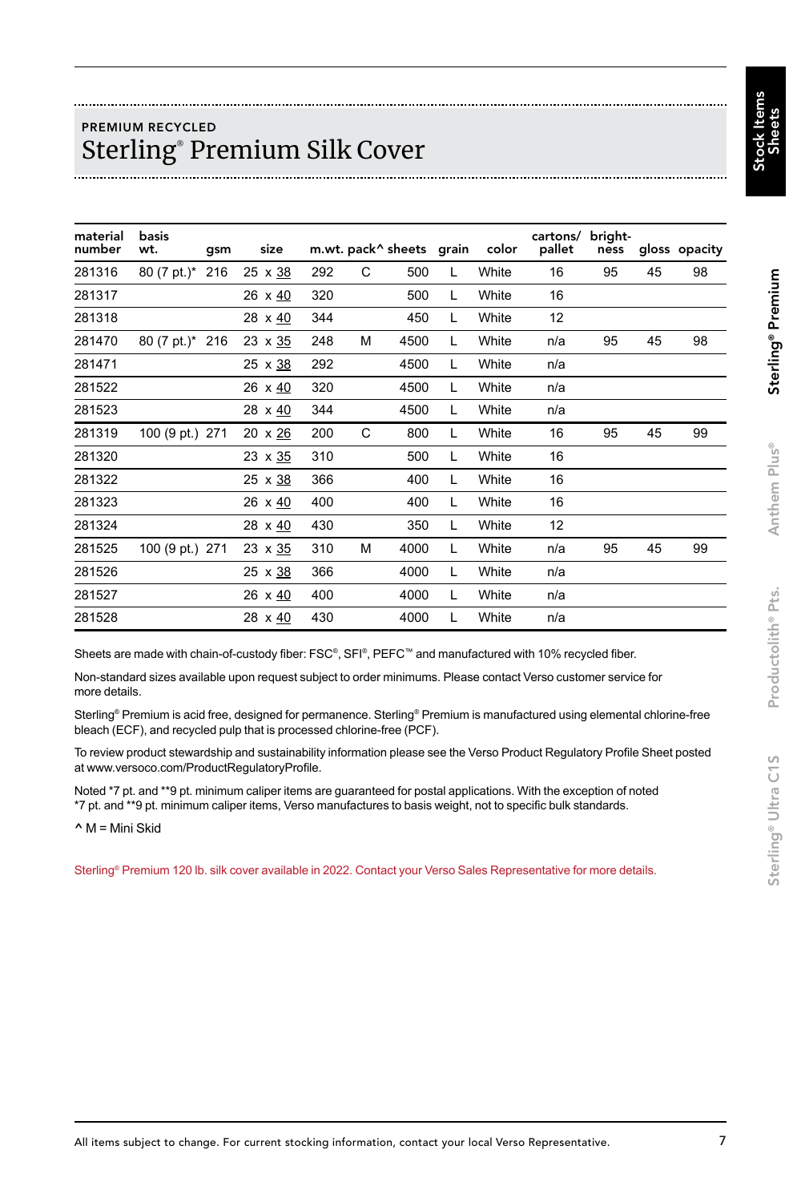PREMIUM RECYCLED

# Sterling® Premium Silk Cover

| material number | basis wt. | gsm | size | m.wt. | pack^ | sheets | grain | color | cartons/ pallet | bright-ness | gloss | opacity |
|---|---|---|---|---|---|---|---|---|---|---|---|---|
| 281316 | 80 (7 pt.)* | 216 | 25 x 38 | 292 | C | 500 | L | White | 16 | 95 | 45 | 98 |
| 281317 | | | 26 x 40 | 320 | | 500 | L | White | 16 | | | |
| 281318 | | | 28 x 40 | 344 | | 450 | L | White | 12 | | | |
| 281470 | 80 (7 pt.)* | 216 | 23 x 35 | 248 | M | 4500 | L | White | n/a | 95 | 45 | 98 |
| 281471 | | | 25 x 38 | 292 | | 4500 | L | White | n/a | | | |
| 281522 | | | 26 x 40 | 320 | | 4500 | L | White | n/a | | | |
| 281523 | | | 28 x 40 | 344 | | 4500 | L | White | n/a | | | |
| 281319 | 100 (9 pt.) | 271 | 20 x 26 | 200 | C | 800 | L | White | 16 | 95 | 45 | 99 |
| 281320 | | | 23 x 35 | 310 | | 500 | L | White | 16 | | | |
| 281322 | | | 25 x 38 | 366 | | 400 | L | White | 16 | | | |
| 281323 | | | 26 x 40 | 400 | | 400 | L | White | 16 | | | |
| 281324 | | | 28 x 40 | 430 | | 350 | L | White | 12 | | | |
| 281525 | 100 (9 pt.) | 271 | 23 x 35 | 310 | M | 4000 | L | White | n/a | 95 | 45 | 99 |
| 281526 | | | 25 x 38 | 366 | | 4000 | L | White | n/a | | | |
| 281527 | | | 26 x 40 | 400 | | 4000 | L | White | n/a | | | |
| 281528 | | | 28 x 40 | 430 | | 4000 | L | White | n/a | | | |

Sheets are made with chain-of-custody fiber: FSC®, SFI®, PEFC™ and manufactured with 10% recycled fiber.

Non-standard sizes available upon request subject to order minimums. Please contact Verso customer service for more details.

Sterling® Premium is acid free, designed for permanence. Sterling® Premium is manufactured using elemental chlorine-free bleach (ECF), and recycled pulp that is processed chlorine-free (PCF).

To review product stewardship and sustainability information please see the Verso Product Regulatory Profile Sheet posted at www.versoco.com/ProductRegulatoryProfile.

Noted *7 pt. and **9 pt. minimum caliper items are guaranteed for postal applications. With the exception of noted *7 pt. and **9 pt. minimum caliper items, Verso manufactures to basis weight, not to specific bulk standards.

^ M = Mini Skid

Sterling® Premium 120 lb. silk cover available in 2022. Contact your Verso Sales Representative for more details.

All items subject to change. For current stocking information, contact your local Verso Representative.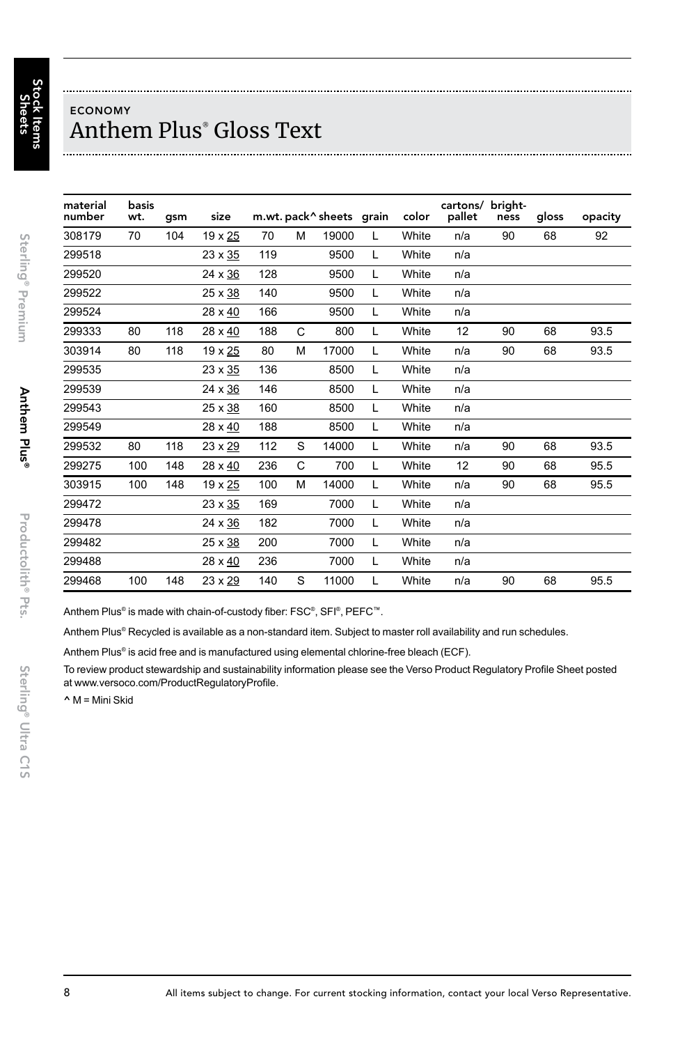ECONOMY

# Anthem Plus® Gloss Text

| material number | basis wt. | gsm | size | m.wt. | pack^ | sheets | grain | color | cartons/ pallet | bright- ness | gloss | opacity |
|---|---|---|---|---|---|---|---|---|---|---|---|---|
| 308179 | 70 | 104 | 19 x 25 | 70 | M | 19000 | L | White | n/a | 90 | 68 | 92 |
| 299518 | | | 23 x 35 | 119 | | 9500 | L | White | n/a | | | |
| 299520 | | | 24 x 36 | 128 | | 9500 | L | White | n/a | | | |
| 299522 | | | 25 x 38 | 140 | | 9500 | L | White | n/a | | | |
| 299524 | | | 28 x 40 | 166 | | 9500 | L | White | n/a | | | |
| 299333 | 80 | 118 | 28 x 40 | 188 | C | 800 | L | White | 12 | 90 | 68 | 93.5 |
| 303914 | 80 | 118 | 19 x 25 | 80 | M | 17000 | L | White | n/a | 90 | 68 | 93.5 |
| 299535 | | | 23 x 35 | 136 | | 8500 | L | White | n/a | | | |
| 299539 | | | 24 x 36 | 146 | | 8500 | L | White | n/a | | | |
| 299543 | | | 25 x 38 | 160 | | 8500 | L | White | n/a | | | |
| 299549 | | | 28 x 40 | 188 | | 8500 | L | White | n/a | | | |
| 299532 | 80 | 118 | 23 x 29 | 112 | S | 14000 | L | White | n/a | 90 | 68 | 93.5 |
| 299275 | 100 | 148 | 28 x 40 | 236 | C | 700 | L | White | 12 | 90 | 68 | 95.5 |
| 303915 | 100 | 148 | 19 x 25 | 100 | M | 14000 | L | White | n/a | 90 | 68 | 95.5 |
| 299472 | | | 23 x 35 | 169 | | 7000 | L | White | n/a | | | |
| 299478 | | | 24 x 36 | 182 | | 7000 | L | White | n/a | | | |
| 299482 | | | 25 x 38 | 200 | | 7000 | L | White | n/a | | | |
| 299488 | | | 28 x 40 | 236 | | 7000 | L | White | n/a | | | |
| 299468 | 100 | 148 | 23 x 29 | 140 | S | 11000 | L | White | n/a | 90 | 68 | 95.5 |

Anthem Plus® is made with chain-of-custody fiber: FSC®, SFI®, PEFC™.

Anthem Plus® Recycled is available as a non-standard item. Subject to master roll availability and run schedules.

Anthem Plus® is acid free and is manufactured using elemental chlorine-free bleach (ECF).

To review product stewardship and sustainability information please see the Verso Product Regulatory Profile Sheet posted at www.versoco.com/ProductRegulatoryProfile.

^ M = Mini Skid

All items subject to change. For current stocking information, contact your local Verso Representative.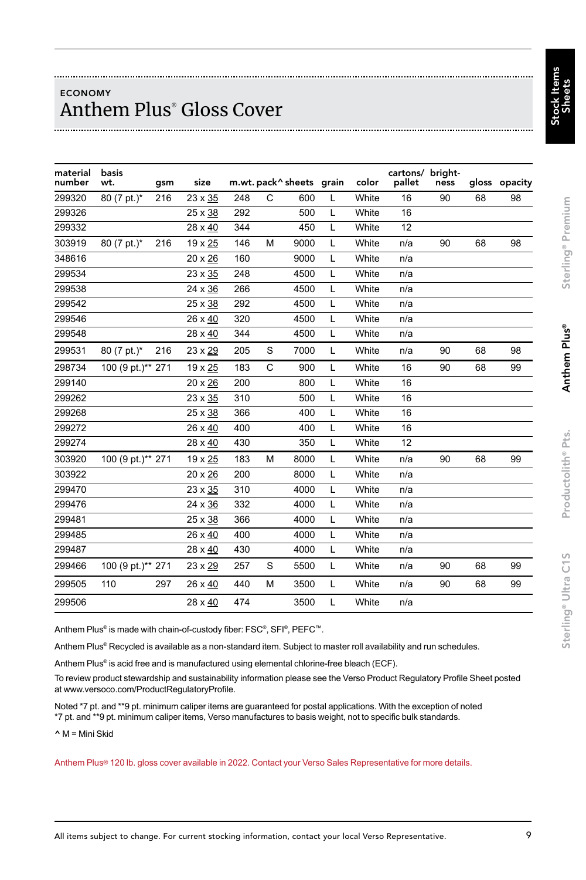ECONOMY

# Anthem Plus® Gloss Cover

| material number | basis wt. | gsm | size | m.wt. | pack^ | sheets | grain | color | cartons/ pallet | bright-ness | gloss | opacity |
|---|---|---|---|---|---|---|---|---|---|---|---|---|
| 299320 | 80 (7 pt.)* | 216 | 23 x 35 | 248 | C | 600 | L | White | 16 | 90 | 68 | 98 |
| 299326 | | | 25 x 38 | 292 | | 500 | L | White | 16 | | | |
| 299332 | | | 28 x 40 | 344 | | 450 | L | White | 12 | | | |
| 303919 | 80 (7 pt.)* | 216 | 19 x 25 | 146 | M | 9000 | L | White | n/a | 90 | 68 | 98 |
| 348616 | | | 20 x 26 | 160 | | 9000 | L | White | n/a | | | |
| 299534 | | | 23 x 35 | 248 | | 4500 | L | White | n/a | | | |
| 299538 | | | 24 x 36 | 266 | | 4500 | L | White | n/a | | | |
| 299542 | | | 25 x 38 | 292 | | 4500 | L | White | n/a | | | |
| 299546 | | | 26 x 40 | 320 | | 4500 | L | White | n/a | | | |
| 299548 | | | 28 x 40 | 344 | | 4500 | L | White | n/a | | | |
| 299531 | 80 (7 pt.)* | 216 | 23 x 29 | 205 | S | 7000 | L | White | n/a | 90 | 68 | 98 |
| 298734 | 100 (9 pt.)** | 271 | 19 x 25 | 183 | C | 900 | L | White | 16 | 90 | 68 | 99 |
| 299140 | | | 20 x 26 | 200 | | 800 | L | White | 16 | | | |
| 299262 | | | 23 x 35 | 310 | | 500 | L | White | 16 | | | |
| 299268 | | | 25 x 38 | 366 | | 400 | L | White | 16 | | | |
| 299272 | | | 26 x 40 | 400 | | 400 | L | White | 16 | | | |
| 299274 | | | 28 x 40 | 430 | | 350 | L | White | 12 | | | |
| 303920 | 100 (9 pt.)** | 271 | 19 x 25 | 183 | M | 8000 | L | White | n/a | 90 | 68 | 99 |
| 303922 | | | 20 x 26 | 200 | | 8000 | L | White | n/a | | | |
| 299470 | | | 23 x 35 | 310 | | 4000 | L | White | n/a | | | |
| 299476 | | | 24 x 36 | 332 | | 4000 | L | White | n/a | | | |
| 299481 | | | 25 x 38 | 366 | | 4000 | L | White | n/a | | | |
| 299485 | | | 26 x 40 | 400 | | 4000 | L | White | n/a | | | |
| 299487 | | | 28 x 40 | 430 | | 4000 | L | White | n/a | | | |
| 299466 | 100 (9 pt.)** | 271 | 23 x 29 | 257 | S | 5500 | L | White | n/a | 90 | 68 | 99 |
| 299505 | 110 | 297 | 26 x 40 | 440 | M | 3500 | L | White | n/a | 90 | 68 | 99 |
| 299506 | | | 28 x 40 | 474 | | 3500 | L | White | n/a | | | |

Anthem Plus® is made with chain-of-custody fiber: FSC®, SFI®, PEFC™.

Anthem Plus® Recycled is available as a non-standard item. Subject to master roll availability and run schedules.

Anthem Plus® is acid free and is manufactured using elemental chlorine-free bleach (ECF).

To review product stewardship and sustainability information please see the Verso Product Regulatory Profile Sheet posted at www.versoco.com/ProductRegulatoryProfile.

Noted *7 pt. and **9 pt. minimum caliper items are guaranteed for postal applications. With the exception of noted *7 pt. and **9 pt. minimum caliper items, Verso manufactures to basis weight, not to specific bulk standards.

^ M = Mini Skid

Anthem Plus® 120 lb. gloss cover available in 2022. Contact your Verso Sales Representative for more details.

All items subject to change. For current stocking information, contact your local Verso Representative.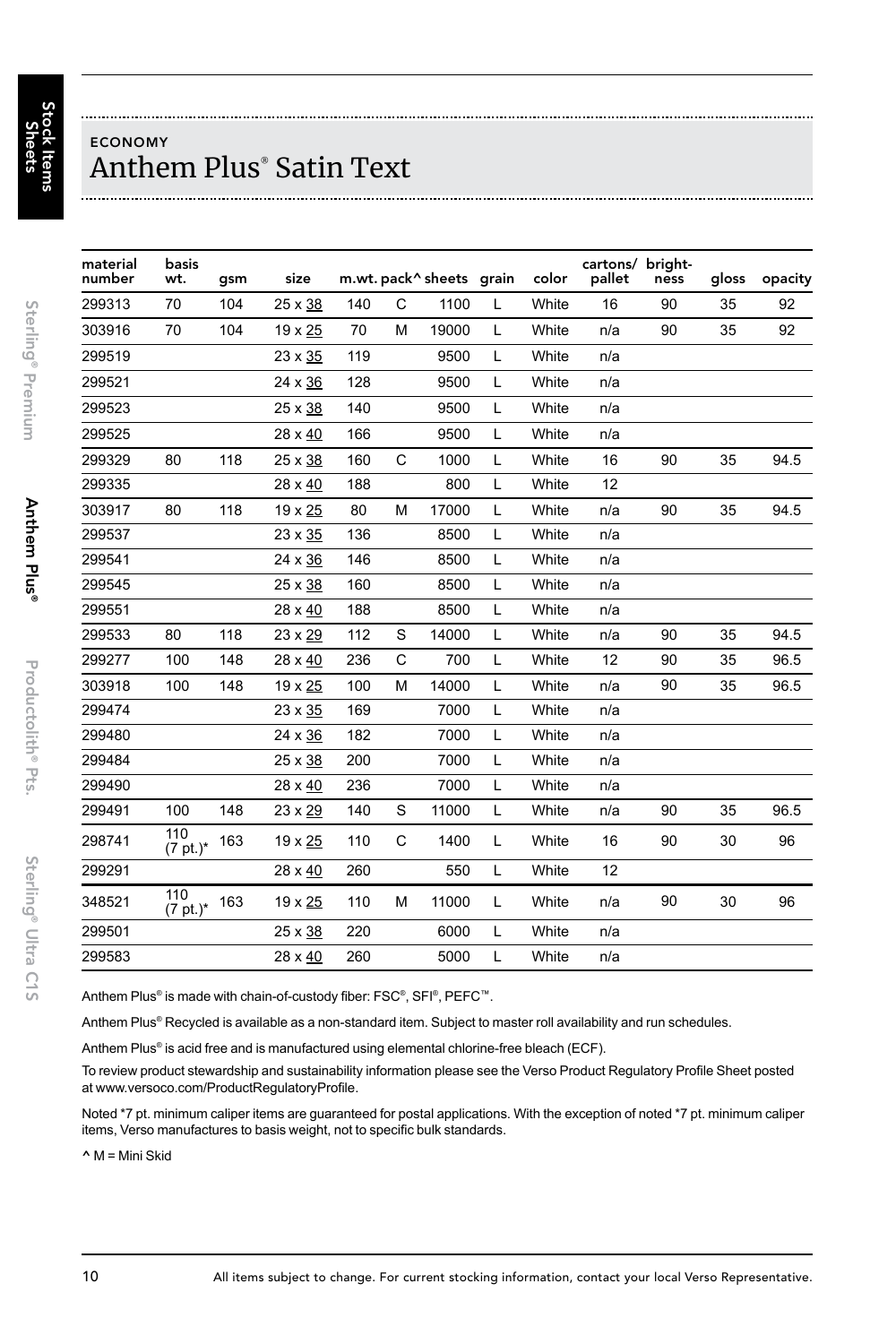ECONOMY

# Anthem Plus® Satin Text

| material number | basis wt. | gsm | size | m.wt. | pack^ | sheets | grain | color | cartons/ pallet | bright-ness | gloss | opacity |
|---|---|---|---|---|---|---|---|---|---|---|---|---|
| 299313 | 70 | 104 | 25 x 38 | 140 | C | 1100 | L | White | 16 | 90 | 35 | 92 |
| 303916 | 70 | 104 | 19 x 25 | 70 | M | 19000 | L | White | n/a | 90 | 35 | 92 |
| 299519 | | | 23 x 35 | 119 | | 9500 | L | White | n/a | | | |
| 299521 | | | 24 x 36 | 128 | | 9500 | L | White | n/a | | | |
| 299523 | | | 25 x 38 | 140 | | 9500 | L | White | n/a | | | |
| 299525 | | | 28 x 40 | 166 | | 9500 | L | White | n/a | | | |
| 299329 | 80 | 118 | 25 x 38 | 160 | C | 1000 | L | White | 16 | 90 | 35 | 94.5 |
| 299335 | | | 28 x 40 | 188 | | 800 | L | White | 12 | | | |
| 303917 | 80 | 118 | 19 x 25 | 80 | M | 17000 | L | White | n/a | 90 | 35 | 94.5 |
| 299537 | | | 23 x 35 | 136 | | 8500 | L | White | n/a | | | |
| 299541 | | | 24 x 36 | 146 | | 8500 | L | White | n/a | | | |
| 299545 | | | 25 x 38 | 160 | | 8500 | L | White | n/a | | | |
| 299551 | | | 28 x 40 | 188 | | 8500 | L | White | n/a | | | |
| 299533 | 80 | 118 | 23 x 29 | 112 | S | 14000 | L | White | n/a | 90 | 35 | 94.5 |
| 299277 | 100 | 148 | 28 x 40 | 236 | C | 700 | L | White | 12 | 90 | 35 | 96.5 |
| 303918 | 100 | 148 | 19 x 25 | 100 | M | 14000 | L | White | n/a | 90 | 35 | 96.5 |
| 299474 | | | 23 x 35 | 169 | | 7000 | L | White | n/a | | | |
| 299480 | | | 24 x 36 | 182 | | 7000 | L | White | n/a | | | |
| 299484 | | | 25 x 38 | 200 | | 7000 | L | White | n/a | | | |
| 299490 | | | 28 x 40 | 236 | | 7000 | L | White | n/a | | | |
| 299491 | 100 | 148 | 23 x 29 | 140 | S | 11000 | L | White | n/a | 90 | 35 | 96.5 |
| 298741 | 110 (7 pt.)* | 163 | 19 x 25 | 110 | C | 1400 | L | White | 16 | 90 | 30 | 96 |
| 299291 | | | 28 x 40 | 260 | | 550 | L | White | 12 | | | |
| 348521 | 110 (7 pt.)* | 163 | 19 x 25 | 110 | M | 11000 | L | White | n/a | 90 | 30 | 96 |
| 299501 | | | 25 x 38 | 220 | | 6000 | L | White | n/a | | | |
| 299583 | | | 28 x 40 | 260 | | 5000 | L | White | n/a | | | |

Anthem Plus® is made with chain-of-custody fiber: FSC®, SFI®, PEFC™.

Anthem Plus® Recycled is available as a non-standard item. Subject to master roll availability and run schedules.

Anthem Plus® is acid free and is manufactured using elemental chlorine-free bleach (ECF).

To review product stewardship and sustainability information please see the Verso Product Regulatory Profile Sheet posted at www.versoco.com/ProductRegulatoryProfile.

Noted *7 pt. minimum caliper items are guaranteed for postal applications. With the exception of noted *7 pt. minimum caliper items, Verso manufactures to basis weight, not to specific bulk standards.

^ M = Mini Skid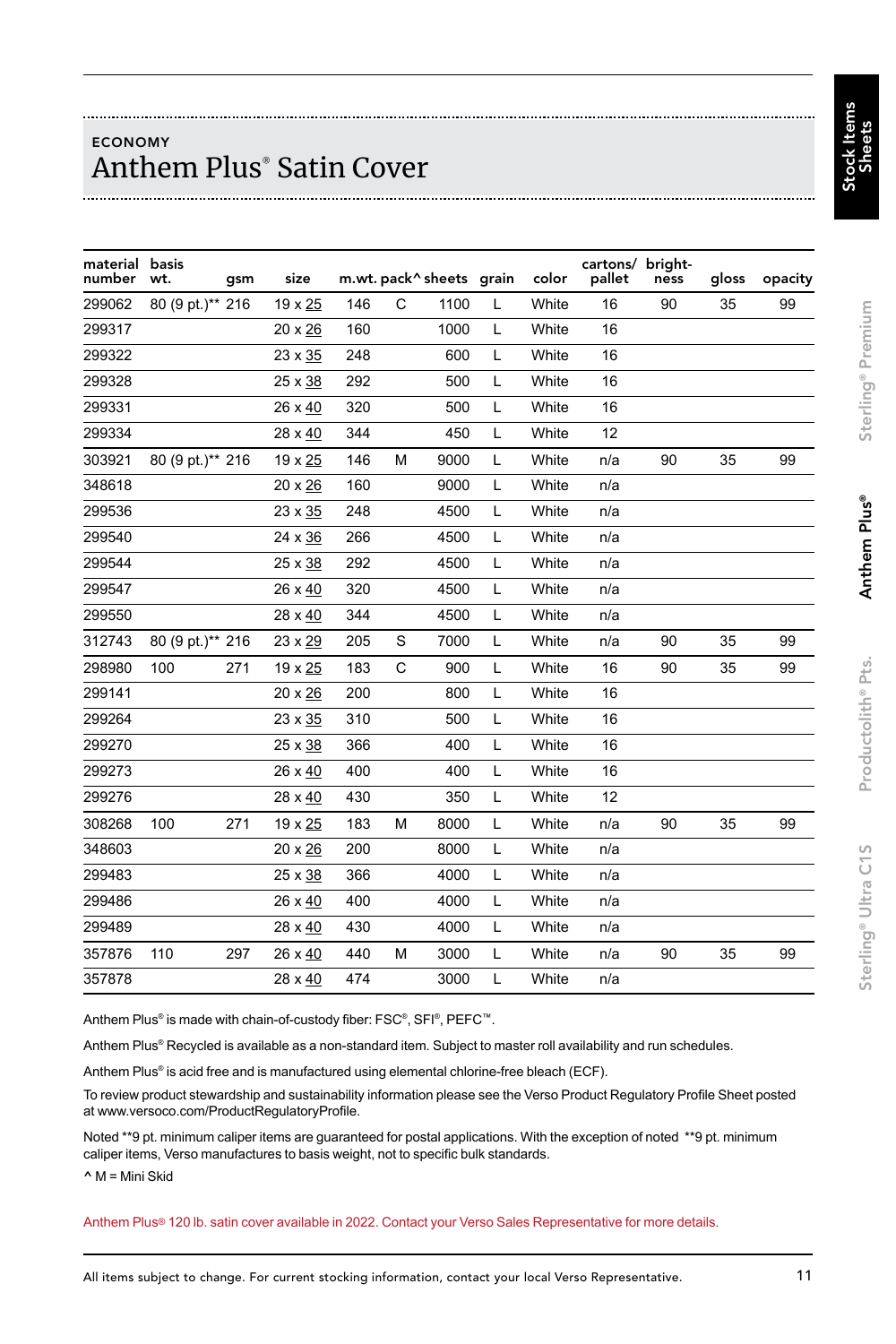ECONOMY

# Anthem Plus® Satin Cover

| material number | basis wt. | gsm | size | m.wt. | pack^ | sheets | grain | color | cartons/ pallet | bright- ness | gloss | opacity |
|---|---|---|---|---|---|---|---|---|---|---|---|---|
| 299062 | 80 (9 pt.)** | 216 | 19 x 25 | 146 | C | 1100 | L | White | 16 | 90 | 35 | 99 |
| 299317 | | | 20 x 26 | 160 | | 1000 | L | White | 16 | | | |
| 299322 | | | 23 x 35 | 248 | | 600 | L | White | 16 | | | |
| 299328 | | | 25 x 38 | 292 | | 500 | L | White | 16 | | | |
| 299331 | | | 26 x 40 | 320 | | 500 | L | White | 16 | | | |
| 299334 | | | 28 x 40 | 344 | | 450 | L | White | 12 | | | |
| 303921 | 80 (9 pt.)** | 216 | 19 x 25 | 146 | M | 9000 | L | White | n/a | 90 | 35 | 99 |
| 348618 | | | 20 x 26 | 160 | | 9000 | L | White | n/a | | | |
| 299536 | | | 23 x 35 | 248 | | 4500 | L | White | n/a | | | |
| 299540 | | | 24 x 36 | 266 | | 4500 | L | White | n/a | | | |
| 299544 | | | 25 x 38 | 292 | | 4500 | L | White | n/a | | | |
| 299547 | | | 26 x 40 | 320 | | 4500 | L | White | n/a | | | |
| 299550 | | | 28 x 40 | 344 | | 4500 | L | White | n/a | | | |
| 312743 | 80 (9 pt.)** | 216 | 23 x 29 | 205 | S | 7000 | L | White | n/a | 90 | 35 | 99 |
| 298980 | 100 | 271 | 19 x 25 | 183 | C | 900 | L | White | 16 | 90 | 35 | 99 |
| 299141 | | | 20 x 26 | 200 | | 800 | L | White | 16 | | | |
| 299264 | | | 23 x 35 | 310 | | 500 | L | White | 16 | | | |
| 299270 | | | 25 x 38 | 366 | | 400 | L | White | 16 | | | |
| 299273 | | | 26 x 40 | 400 | | 400 | L | White | 16 | | | |
| 299276 | | | 28 x 40 | 430 | | 350 | L | White | 12 | | | |
| 308268 | 100 | 271 | 19 x 25 | 183 | M | 8000 | L | White | n/a | 90 | 35 | 99 |
| 348603 | | | 20 x 26 | 200 | | 8000 | L | White | n/a | | | |
| 299483 | | | 25 x 38 | 366 | | 4000 | L | White | n/a | | | |
| 299486 | | | 26 x 40 | 400 | | 4000 | L | White | n/a | | | |
| 299489 | | | 28 x 40 | 430 | | 4000 | L | White | n/a | | | |
| 357876 | 110 | 297 | 26 x 40 | 440 | M | 3000 | L | White | n/a | 90 | 35 | 99 |
| 357878 | | | 28 x 40 | 474 | | 3000 | L | White | n/a | | | |

Anthem Plus® is made with chain-of-custody fiber: FSC®, SFI®, PEFC™.

Anthem Plus® Recycled is available as a non-standard item. Subject to master roll availability and run schedules.

Anthem Plus® is acid free and is manufactured using elemental chlorine-free bleach (ECF).

To review product stewardship and sustainability information please see the Verso Product Regulatory Profile Sheet posted at www.versoco.com/ProductRegulatoryProfile.

Noted **9 pt. minimum caliper items are guaranteed for postal applications. With the exception of noted **9 pt. minimum caliper items, Verso manufactures to basis weight, not to specific bulk standards.

^ M = Mini Skid

Anthem Plus® 120 lb. satin cover available in 2022. Contact your Verso Sales Representative for more details.

All items subject to change. For current stocking information, contact your local Verso Representative.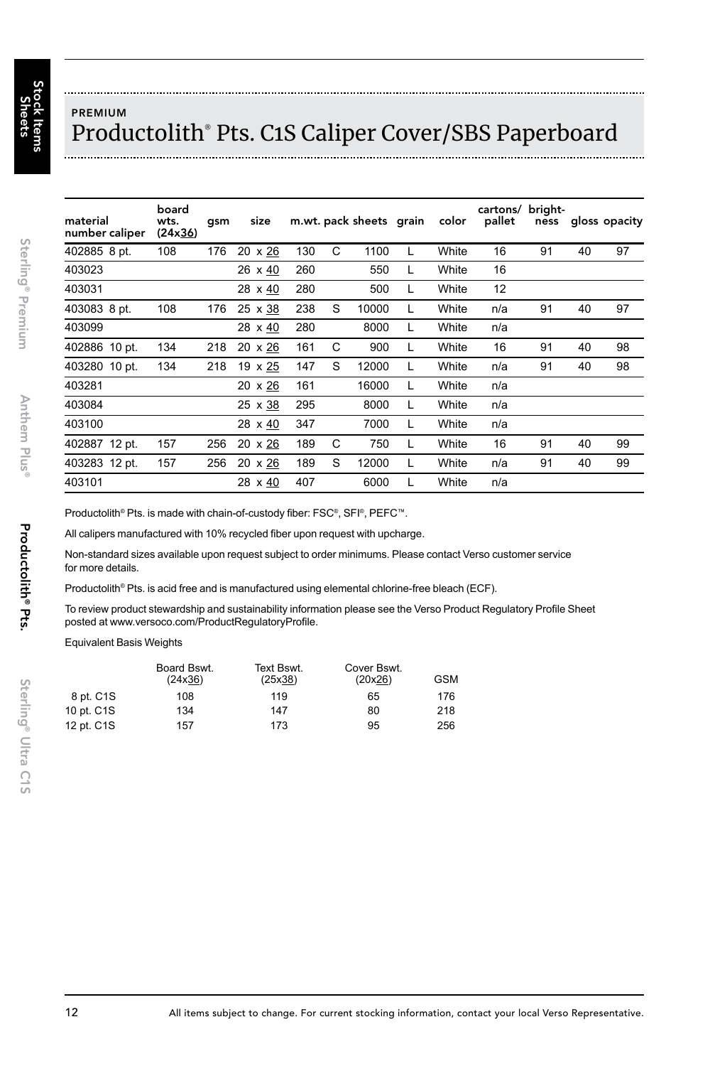PREMIUM

# Productolith® Pts. C1S Caliper Cover/SBS Paperboard

| material number | caliper | board wts. (24x36) | gsm | size | m.wt. | pack | sheets | grain | color | cartons/ pallet | bright- ness | gloss | opacity |
|---|---|---|---|---|---|---|---|---|---|---|---|---|---|
| 402885 | 8 pt. | 108 | 176 | 20 x 26 | 130 | C | 1100 | L | White | 16 | 91 | 40 | 97 |
| 403023 | | | | 26 x 40 | 260 | | 550 | L | White | 16 | | | |
| 403031 | | | | 28 x 40 | 280 | | 500 | L | White | 12 | | | |
| 403083 | 8 pt. | 108 | 176 | 25 x 38 | 238 | S | 10000 | L | White | n/a | 91 | 40 | 97 |
| 403099 | | | | 28 x 40 | 280 | | 8000 | L | White | n/a | | | |
| 402886 | 10 pt. | 134 | 218 | 20 x 26 | 161 | C | 900 | L | White | 16 | 91 | 40 | 98 |
| 403280 | 10 pt. | 134 | 218 | 19 x 25 | 147 | S | 12000 | L | White | n/a | 91 | 40 | 98 |
| 403281 | | | | 20 x 26 | 161 | | 16000 | L | White | n/a | | | |
| 403084 | | | | 25 x 38 | 295 | | 8000 | L | White | n/a | | | |
| 403100 | | | | 28 x 40 | 347 | | 7000 | L | White | n/a | | | |
| 402887 | 12 pt. | 157 | 256 | 20 x 26 | 189 | C | 750 | L | White | 16 | 91 | 40 | 99 |
| 403283 | 12 pt. | 157 | 256 | 20 x 26 | 189 | S | 12000 | L | White | n/a | 91 | 40 | 99 |
| 403101 | | | | 28 x 40 | 407 | | 6000 | L | White | n/a | | | |

Productolith® Pts. is made with chain-of-custody fiber: FSC®, SFI®, PEFC™.

All calipers manufactured with 10% recycled fiber upon request with upcharge.

Non-standard sizes available upon request subject to order minimums. Please contact Verso customer service for more details.

Productolith® Pts. is acid free and is manufactured using elemental chlorine-free bleach (ECF).

To review product stewardship and sustainability information please see the Verso Product Regulatory Profile Sheet posted at www.versoco.com/ProductRegulatoryProfile.

Equivalent Basis Weights

| | Board Bswt. (24x36) | Text Bswt. (25x38) | Cover Bswt. (20x26) | GSM |
|---|---|---|---|---|
| 8 pt. C1S | 108 | 119 | 65 | 176 |
| 10 pt. C1S | 134 | 147 | 80 | 218 |
| 12 pt. C1S | 157 | 173 | 95 | 256 |

All items subject to change. For current stocking information, contact your local Verso Representative.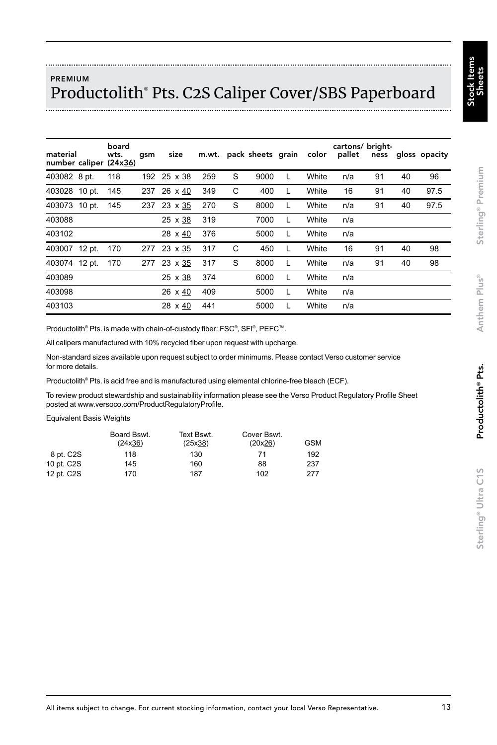PREMIUM

# Productolith® Pts. C2S Caliper Cover/SBS Paperboard

| material number | caliper | board wts. (24x36) | gsm | size | m.wt. | pack | sheets | grain | color | cartons/ pallet | brightness | gloss | opacity |
|---|---|---|---|---|---|---|---|---|---|---|---|---|---|
| 403082 | 8 pt. | 118 | 192 | 25 x 38 | 259 | S | 9000 | L | White | n/a | 91 | 40 | 96 |
| 403028 | 10 pt. | 145 | 237 | 26 x 40 | 349 | C | 400 | L | White | 16 | 91 | 40 | 97.5 |
| 403073 | 10 pt. | 145 | 237 | 23 x 35 | 270 | S | 8000 | L | White | n/a | 91 | 40 | 97.5 |
| 403088 | | | | 25 x 38 | 319 | | 7000 | L | White | n/a | | | |
| 403102 | | | | 28 x 40 | 376 | | 5000 | L | White | n/a | | | |
| 403007 | 12 pt. | 170 | 277 | 23 x 35 | 317 | C | 450 | L | White | 16 | 91 | 40 | 98 |
| 403074 | 12 pt. | 170 | 277 | 23 x 35 | 317 | S | 8000 | L | White | n/a | 91 | 40 | 98 |
| 403089 | | | | 25 x 38 | 374 | | 6000 | L | White | n/a | | | |
| 403098 | | | | 26 x 40 | 409 | | 5000 | L | White | n/a | | | |
| 403103 | | | | 28 x 40 | 441 | | 5000 | L | White | n/a | | | |

Productolith® Pts. is made with chain-of-custody fiber: FSC®, SFI®, PEFC™.

All calipers manufactured with 10% recycled fiber upon request with upcharge.

Non-standard sizes available upon request subject to order minimums. Please contact Verso customer service for more details.

Productolith® Pts. is acid free and is manufactured using elemental chlorine-free bleach (ECF).

To review product stewardship and sustainability information please see the Verso Product Regulatory Profile Sheet posted at www.versoco.com/ProductRegulatoryProfile.

Equivalent Basis Weights

| | Board Bswt. (24x36) | Text Bswt. (25x38) | Cover Bswt. (20x26) | GSM |
|---|---|---|---|---|
| 8 pt. C2S | 118 | 130 | 71 | 192 |
| 10 pt. C2S | 145 | 160 | 88 | 237 |
| 12 pt. C2S | 170 | 187 | 102 | 277 |

All items subject to change. For current stocking information, contact your local Verso Representative.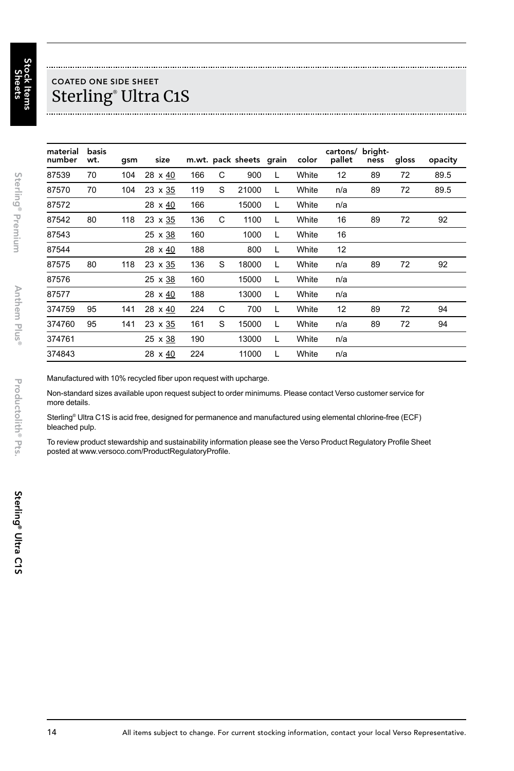COATED ONE SIDE SHEET

# Sterling® Ultra C1S

| material number | basis wt. | gsm | size | m.wt. | pack | sheets | grain | color | cartons/ pallet | bright- ness | gloss | opacity |
|---|---|---|---|---|---|---|---|---|---|---|---|---|
| 87539 | 70 | 104 | 28 x 40 | 166 | C | 900 | L | White | 12 | 89 | 72 | 89.5 |
| 87570 | 70 | 104 | 23 x 35 | 119 | S | 21000 | L | White | n/a | 89 | 72 | 89.5 |
| 87572 | | | 28 x 40 | 166 | | 15000 | L | White | n/a | | | |
| 87542 | 80 | 118 | 23 x 35 | 136 | C | 1100 | L | White | 16 | 89 | 72 | 92 |
| 87543 | | | 25 x 38 | 160 | | 1000 | L | White | 16 | | | |
| 87544 | | | 28 x 40 | 188 | | 800 | L | White | 12 | | | |
| 87575 | 80 | 118 | 23 x 35 | 136 | S | 18000 | L | White | n/a | 89 | 72 | 92 |
| 87576 | | | 25 x 38 | 160 | | 15000 | L | White | n/a | | | |
| 87577 | | | 28 x 40 | 188 | | 13000 | L | White | n/a | | | |
| 374759 | 95 | 141 | 28 x 40 | 224 | C | 700 | L | White | 12 | 89 | 72 | 94 |
| 374760 | 95 | 141 | 23 x 35 | 161 | S | 15000 | L | White | n/a | 89 | 72 | 94 |
| 374761 | | | 25 x 38 | 190 | | 13000 | L | White | n/a | | | |
| 374843 | | | 28 x 40 | 224 | | 11000 | L | White | n/a | | | |

Manufactured with 10% recycled fiber upon request with upcharge.

Non-standard sizes available upon request subject to order minimums. Please contact Verso customer service for more details.

Sterling® Ultra C1S is acid free, designed for permanence and manufactured using elemental chlorine-free (ECF) bleached pulp.

To review product stewardship and sustainability information please see the Verso Product Regulatory Profile Sheet posted at www.versoco.com/ProductRegulatoryProfile.

All items subject to change. For current stocking information, contact your local Verso Representative.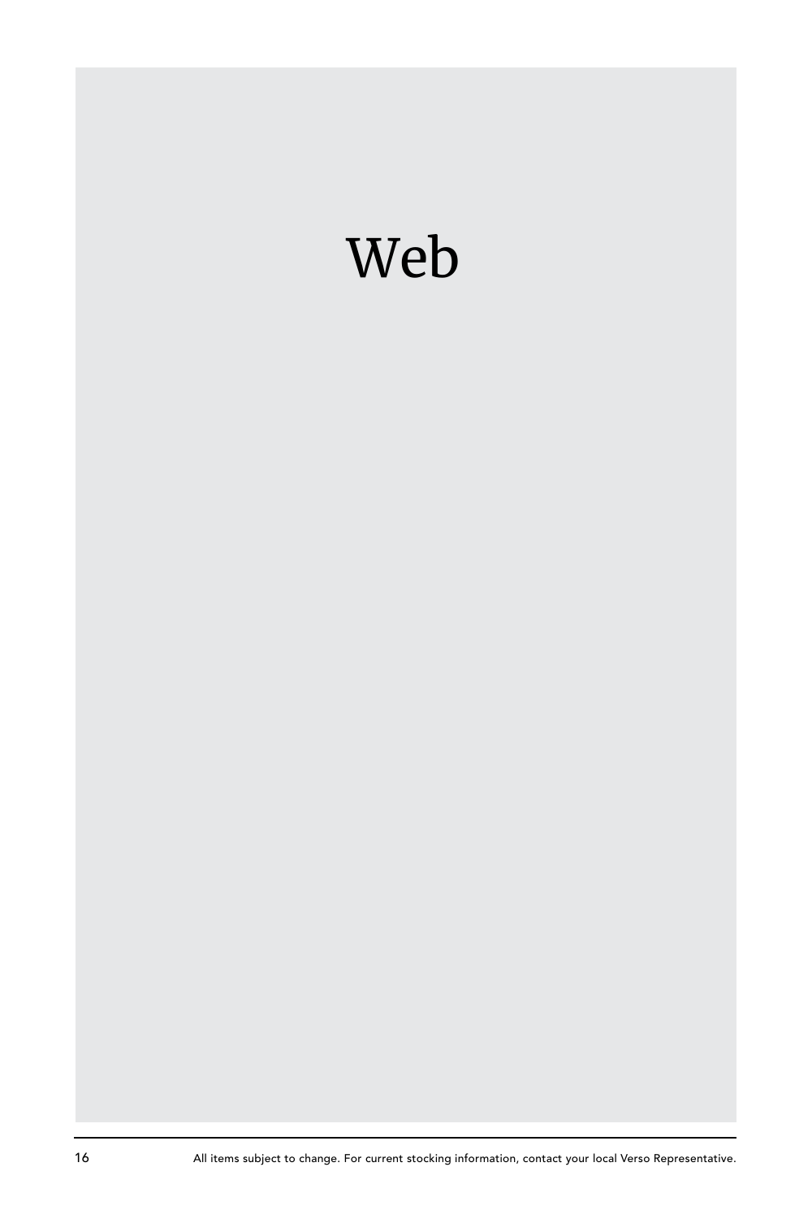# Web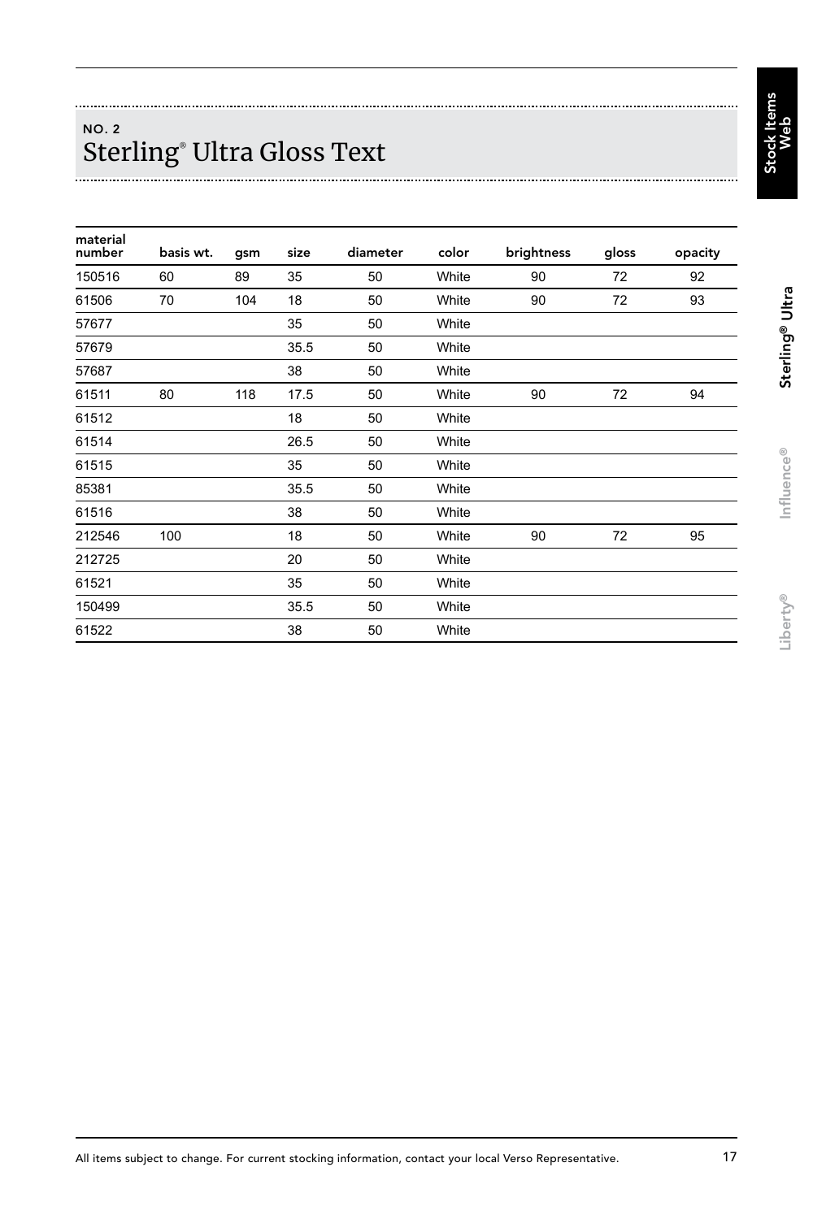NO. 2

# Sterling® Ultra Gloss Text

| material number | basis wt. | gsm | size | diameter | color | brightness | gloss | opacity |
|---|---|---|---|---|---|---|---|---|
| 150516 | 60 | 89 | 35 | 50 | White | 90 | 72 | 92 |
| 61506 | 70 | 104 | 18 | 50 | White | 90 | 72 | 93 |
| 57677 | | | 35 | 50 | White | | | |
| 57679 | | | 35.5 | 50 | White | | | |
| 57687 | | | 38 | 50 | White | | | |
| 61511 | 80 | 118 | 17.5 | 50 | White | 90 | 72 | 94 |
| 61512 | | | 18 | 50 | White | | | |
| 61514 | | | 26.5 | 50 | White | | | |
| 61515 | | | 35 | 50 | White | | | |
| 85381 | | | 35.5 | 50 | White | | | |
| 61516 | | | 38 | 50 | White | | | |
| 212546 | 100 | | 18 | 50 | White | 90 | 72 | 95 |
| 212725 | | | 20 | 50 | White | | | |
| 61521 | | | 35 | 50 | White | | | |
| 150499 | | | 35.5 | 50 | White | | | |
| 61522 | | | 38 | 50 | White | | | |

All items subject to change. For current stocking information, contact your local Verso Representative.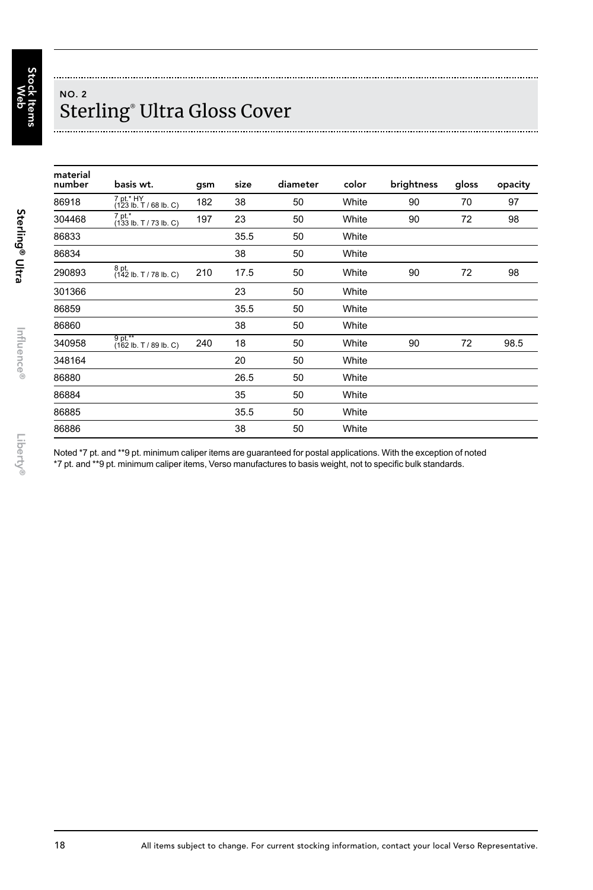NO. 2

# Sterling® Ultra Gloss Cover

| material number | basis wt. | gsm | size | diameter | color | brightness | gloss | opacity |
|---|---|---|---|---|---|---|---|---|
| 86918 | 7 pt.* HY (123 lb. T / 68 lb. C) | 182 | 38 | 50 | White | 90 | 70 | 97 |
| 304468 | 7 pt.* (133 lb. T / 73 lb. C) | 197 | 23 | 50 | White | 90 | 72 | 98 |
| 86833 | | | 35.5 | 50 | White | | | |
| 86834 | | | 38 | 50 | White | | | |
| 290893 | 8 pt. (142 lb. T / 78 lb. C) | 210 | 17.5 | 50 | White | 90 | 72 | 98 |
| 301366 | | | 23 | 50 | White | | | |
| 86859 | | | 35.5 | 50 | White | | | |
| 86860 | | | 38 | 50 | White | | | |
| 340958 | 9 pt.** (162 lb. T / 89 lb. C) | 240 | 18 | 50 | White | 90 | 72 | 98.5 |
| 348164 | | | 20 | 50 | White | | | |
| 86880 | | | 26.5 | 50 | White | | | |
| 86884 | | | 35 | 50 | White | | | |
| 86885 | | | 35.5 | 50 | White | | | |
| 86886 | | | 38 | 50 | White | | | |

Noted *7 pt. and **9 pt. minimum caliper items are guaranteed for postal applications. With the exception of noted *7 pt. and **9 pt. minimum caliper items, Verso manufactures to basis weight, not to specific bulk standards.

All items subject to change. For current stocking information, contact your local Verso Representative.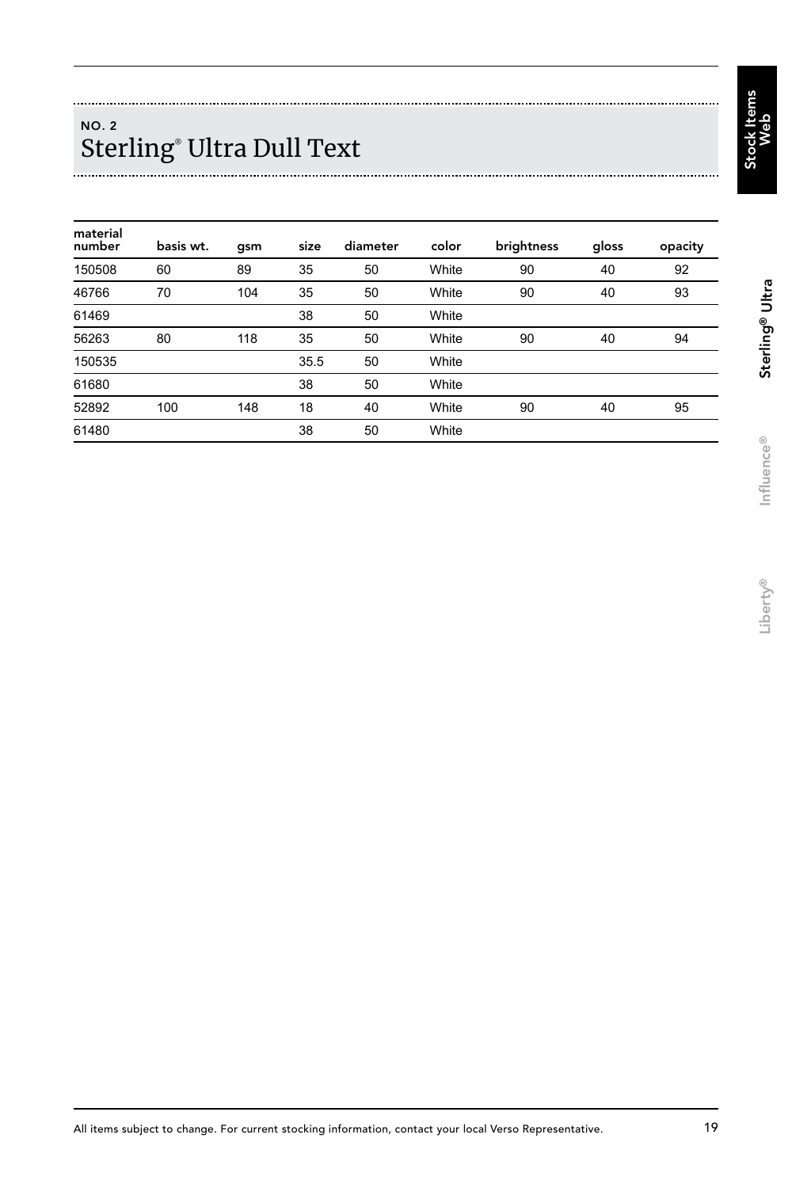NO. 2

# Sterling® Ultra Dull Text

| material number | basis wt. | gsm | size | diameter | color | brightness | gloss | opacity |
|---|---|---|---|---|---|---|---|---|
| 150508 | 60 | 89 | 35 | 50 | White | 90 | 40 | 92 |
| 46766 | 70 | 104 | 35 | 50 | White | 90 | 40 | 93 |
| 61469 | | | 38 | 50 | White | | | |
| 56263 | 80 | 118 | 35 | 50 | White | 90 | 40 | 94 |
| 150535 | | | 35.5 | 50 | White | | | |
| 61680 | | | 38 | 50 | White | | | |
| 52892 | 100 | 148 | 18 | 40 | White | 90 | 40 | 95 |
| 61480 | | | 38 | 50 | White | | | |

All items subject to change. For current stocking information, contact your local Verso Representative.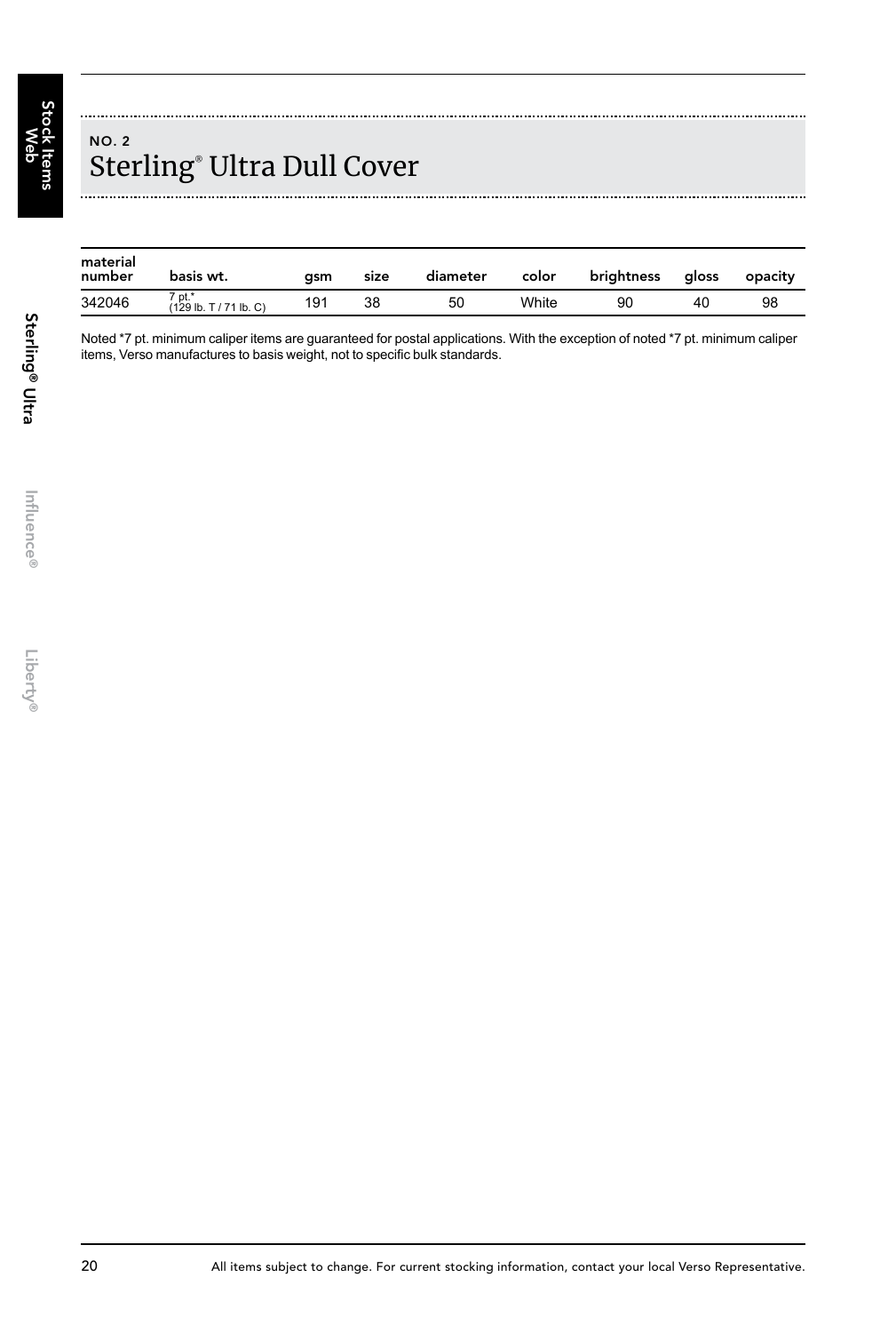NO. 2

# Sterling® Ultra Dull Cover

| material number | basis wt. | gsm | size | diameter | color | brightness | gloss | opacity |
|---|---|---|---|---|---|---|---|---|
| 342046 | 7 pt.* (129 lb. T / 71 lb. C) | 191 | 38 | 50 | White | 90 | 40 | 98 |

Noted *7 pt. minimum caliper items are guaranteed for postal applications. With the exception of noted *7 pt. minimum caliper items, Verso manufactures to basis weight, not to specific bulk standards.

All items subject to change. For current stocking information, contact your local Verso Representative.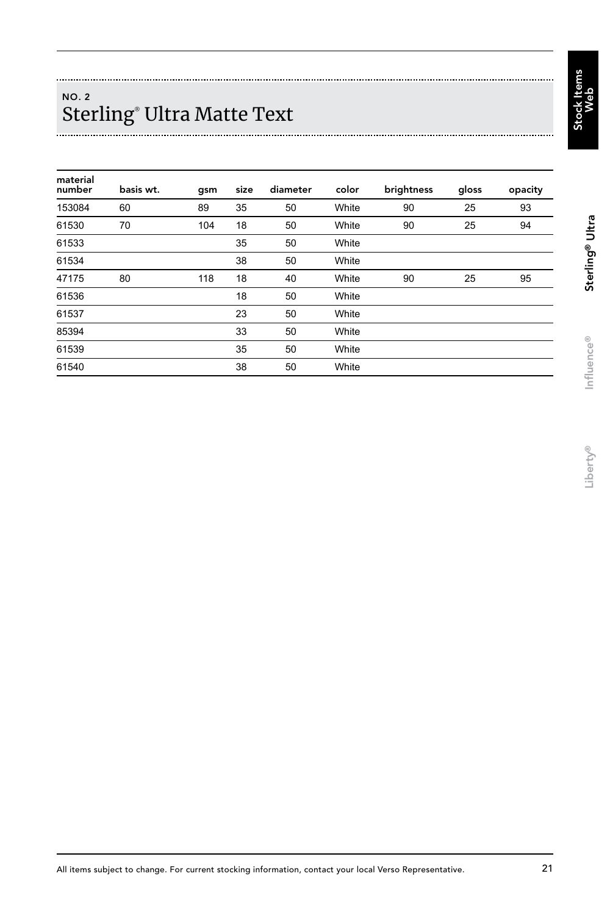NO. 2

# Sterling® Ultra Matte Text

| material number | basis wt. | gsm | size | diameter | color | brightness | gloss | opacity |
|---|---|---|---|---|---|---|---|---|
| 153084 | 60 | 89 | 35 | 50 | White | 90 | 25 | 93 |
| 61530 | 70 | 104 | 18 | 50 | White | 90 | 25 | 94 |
| 61533 | | | 35 | 50 | White | | | |
| 61534 | | | 38 | 50 | White | | | |
| 47175 | 80 | 118 | 18 | 40 | White | 90 | 25 | 95 |
| 61536 | | | 18 | 50 | White | | | |
| 61537 | | | 23 | 50 | White | | | |
| 85394 | | | 33 | 50 | White | | | |
| 61539 | | | 35 | 50 | White | | | |
| 61540 | | | 38 | 50 | White | | | |

All items subject to change. For current stocking information, contact your local Verso Representative.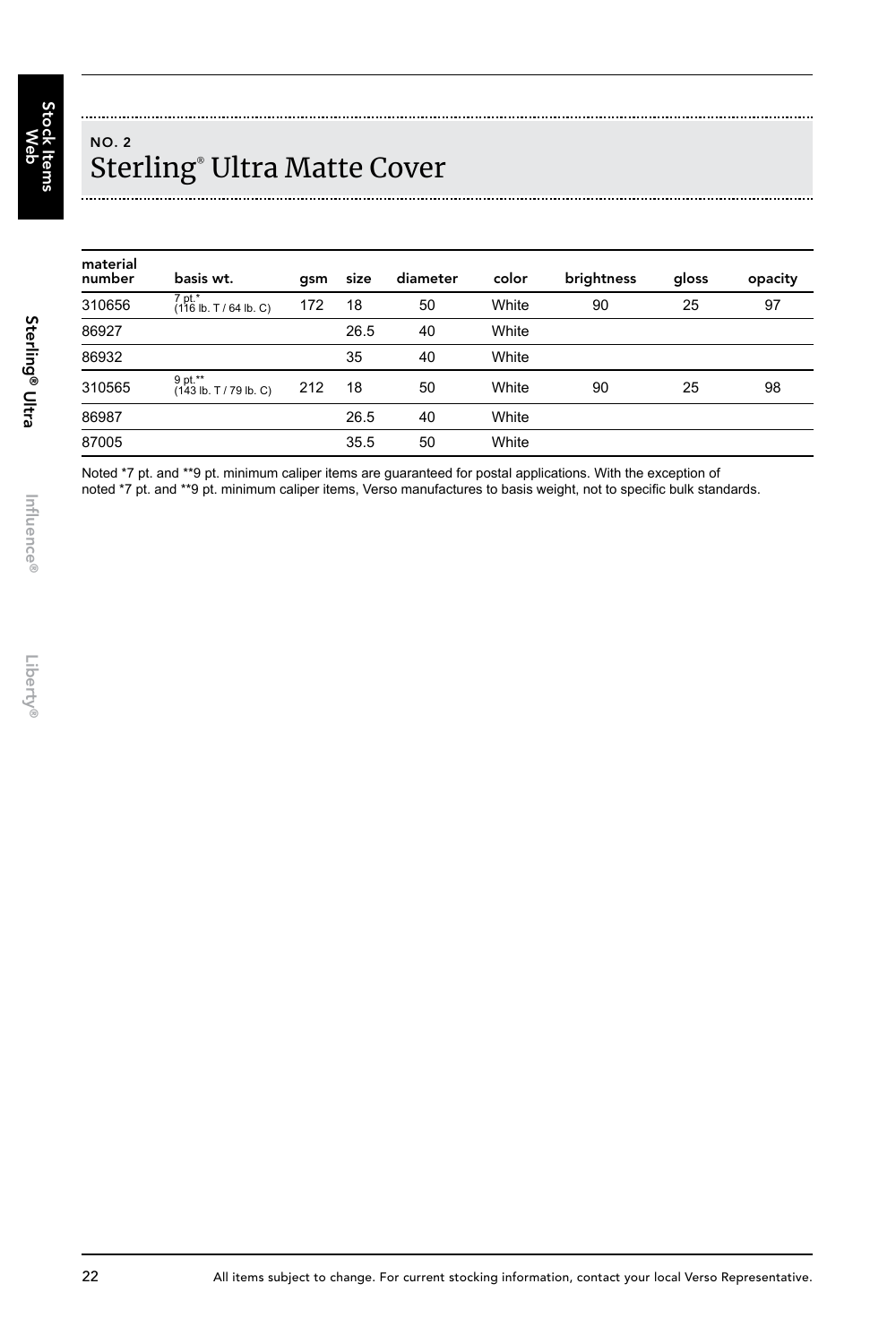NO. 2

# Sterling® Ultra Matte Cover

| material number | basis wt. | gsm | size | diameter | color | brightness | gloss | opacity |
|---|---|---|---|---|---|---|---|---|
| 310656 | 7 pt.* (116 lb. T / 64 lb. C) | 172 | 18 | 50 | White | 90 | 25 | 97 |
| 86927 | | | 26.5 | 40 | White | | | |
| 86932 | | | 35 | 40 | White | | | |
| 310565 | 9 pt.** (143 lb. T / 79 lb. C) | 212 | 18 | 50 | White | 90 | 25 | 98 |
| 86987 | | | 26.5 | 40 | White | | | |
| 87005 | | | 35.5 | 50 | White | | | |

Noted *7 pt. and **9 pt. minimum caliper items are guaranteed for postal applications. With the exception of noted *7 pt. and **9 pt. minimum caliper items, Verso manufactures to basis weight, not to specific bulk standards.

All items subject to change. For current stocking information, contact your local Verso Representative.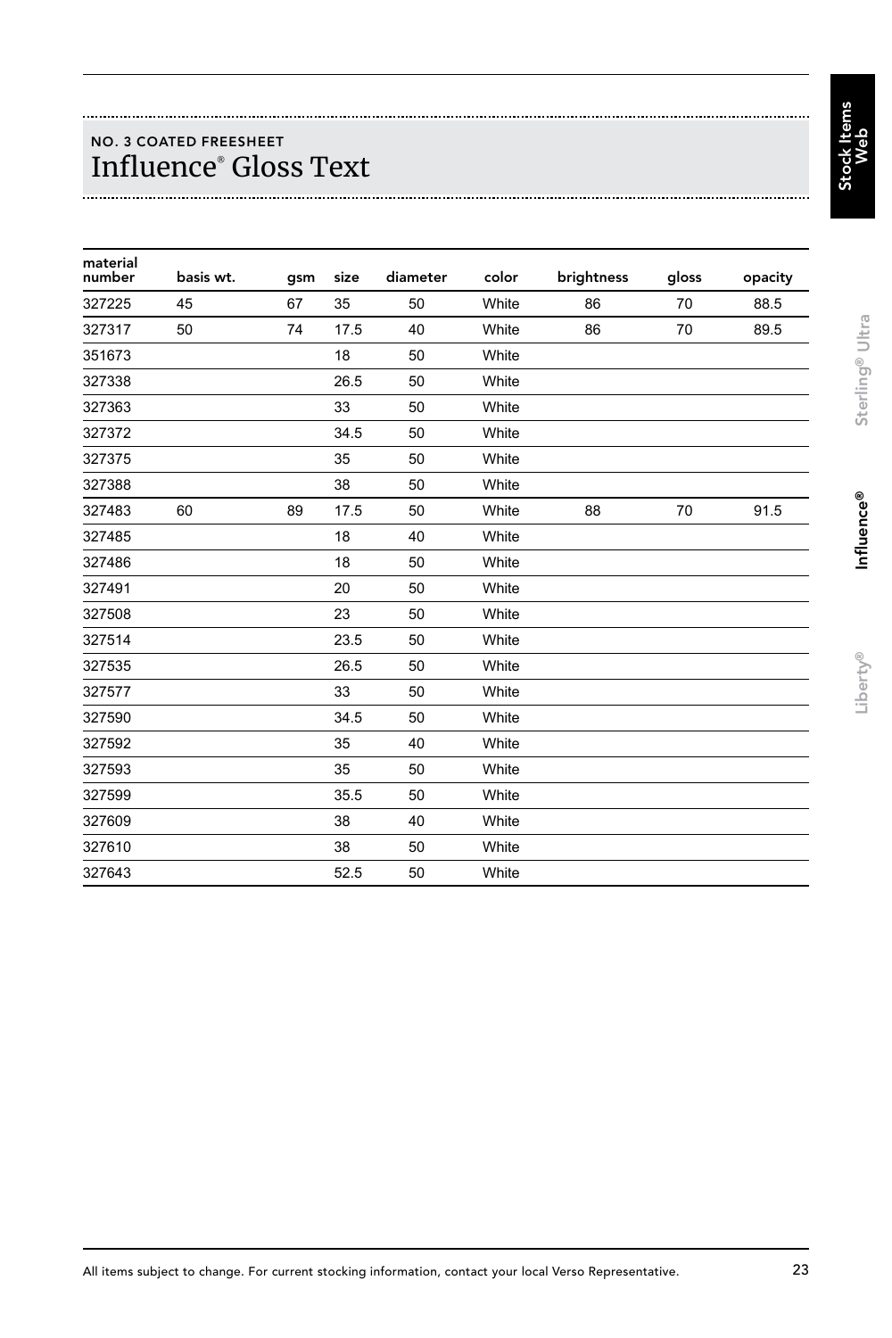NO. 3 COATED FREESHEET

# Influence® Gloss Text

| material number | basis wt. | gsm | size | diameter | color | brightness | gloss | opacity |
|---|---|---|---|---|---|---|---|---|
| 327225 | 45 | 67 | 35 | 50 | White | 86 | 70 | 88.5 |
| 327317 | 50 | 74 | 17.5 | 40 | White | 86 | 70 | 89.5 |
| 351673 | | | 18 | 50 | White | | | |
| 327338 | | | 26.5 | 50 | White | | | |
| 327363 | | | 33 | 50 | White | | | |
| 327372 | | | 34.5 | 50 | White | | | |
| 327375 | | | 35 | 50 | White | | | |
| 327388 | | | 38 | 50 | White | | | |
| 327483 | 60 | 89 | 17.5 | 50 | White | 88 | 70 | 91.5 |
| 327485 | | | 18 | 40 | White | | | |
| 327486 | | | 18 | 50 | White | | | |
| 327491 | | | 20 | 50 | White | | | |
| 327508 | | | 23 | 50 | White | | | |
| 327514 | | | 23.5 | 50 | White | | | |
| 327535 | | | 26.5 | 50 | White | | | |
| 327577 | | | 33 | 50 | White | | | |
| 327590 | | | 34.5 | 50 | White | | | |
| 327592 | | | 35 | 40 | White | | | |
| 327593 | | | 35 | 50 | White | | | |
| 327599 | | | 35.5 | 50 | White | | | |
| 327609 | | | 38 | 40 | White | | | |
| 327610 | | | 38 | 50 | White | | | |
| 327643 | | | 52.5 | 50 | White | | | |

All items subject to change. For current stocking information, contact your local Verso Representative.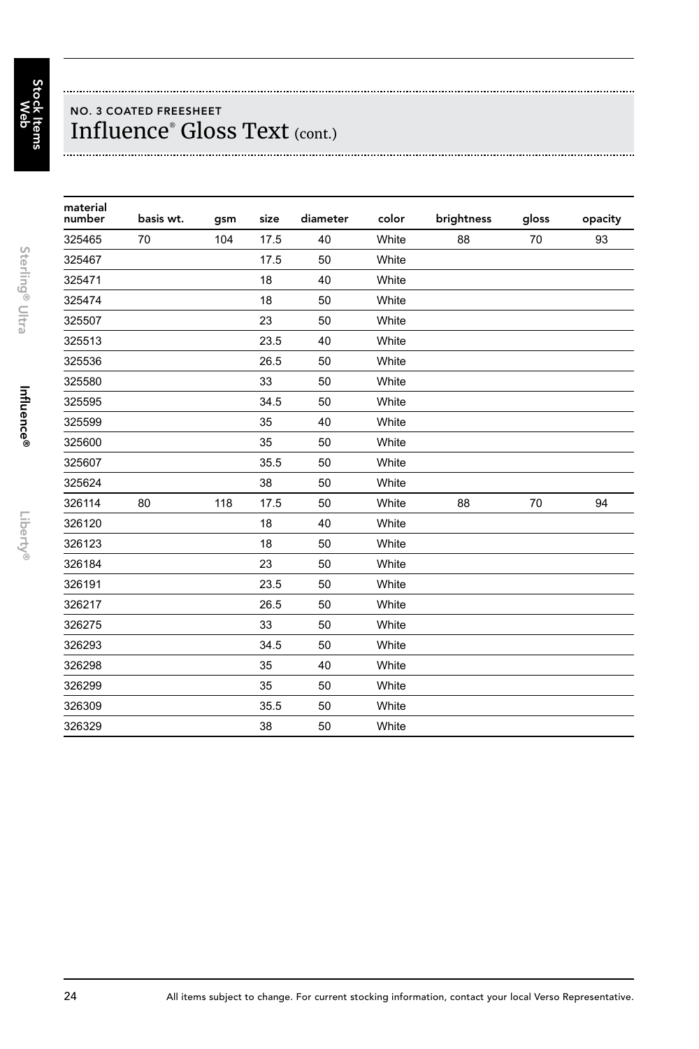### NO. 3 COATED FREESHEET

# Influence® Gloss Text (cont.)

| material number | basis wt. | gsm | size | diameter | color | brightness | gloss | opacity |
|---|---|---|---|---|---|---|---|---|
| 325465 | 70 | 104 | 17.5 | 40 | White | 88 | 70 | 93 |
| 325467 | | | 17.5 | 50 | White | | | |
| 325471 | | | 18 | 40 | White | | | |
| 325474 | | | 18 | 50 | White | | | |
| 325507 | | | 23 | 50 | White | | | |
| 325513 | | | 23.5 | 40 | White | | | |
| 325536 | | | 26.5 | 50 | White | | | |
| 325580 | | | 33 | 50 | White | | | |
| 325595 | | | 34.5 | 50 | White | | | |
| 325599 | | | 35 | 40 | White | | | |
| 325600 | | | 35 | 50 | White | | | |
| 325607 | | | 35.5 | 50 | White | | | |
| 325624 | | | 38 | 50 | White | | | |
| 326114 | 80 | 118 | 17.5 | 50 | White | 88 | 70 | 94 |
| 326120 | | | 18 | 40 | White | | | |
| 326123 | | | 18 | 50 | White | | | |
| 326184 | | | 23 | 50 | White | | | |
| 326191 | | | 23.5 | 50 | White | | | |
| 326217 | | | 26.5 | 50 | White | | | |
| 326275 | | | 33 | 50 | White | | | |
| 326293 | | | 34.5 | 50 | White | | | |
| 326298 | | | 35 | 40 | White | | | |
| 326299 | | | 35 | 50 | White | | | |
| 326309 | | | 35.5 | 50 | White | | | |
| 326329 | | | 38 | 50 | White | | | |

All items subject to change. For current stocking information, contact your local Verso Representative.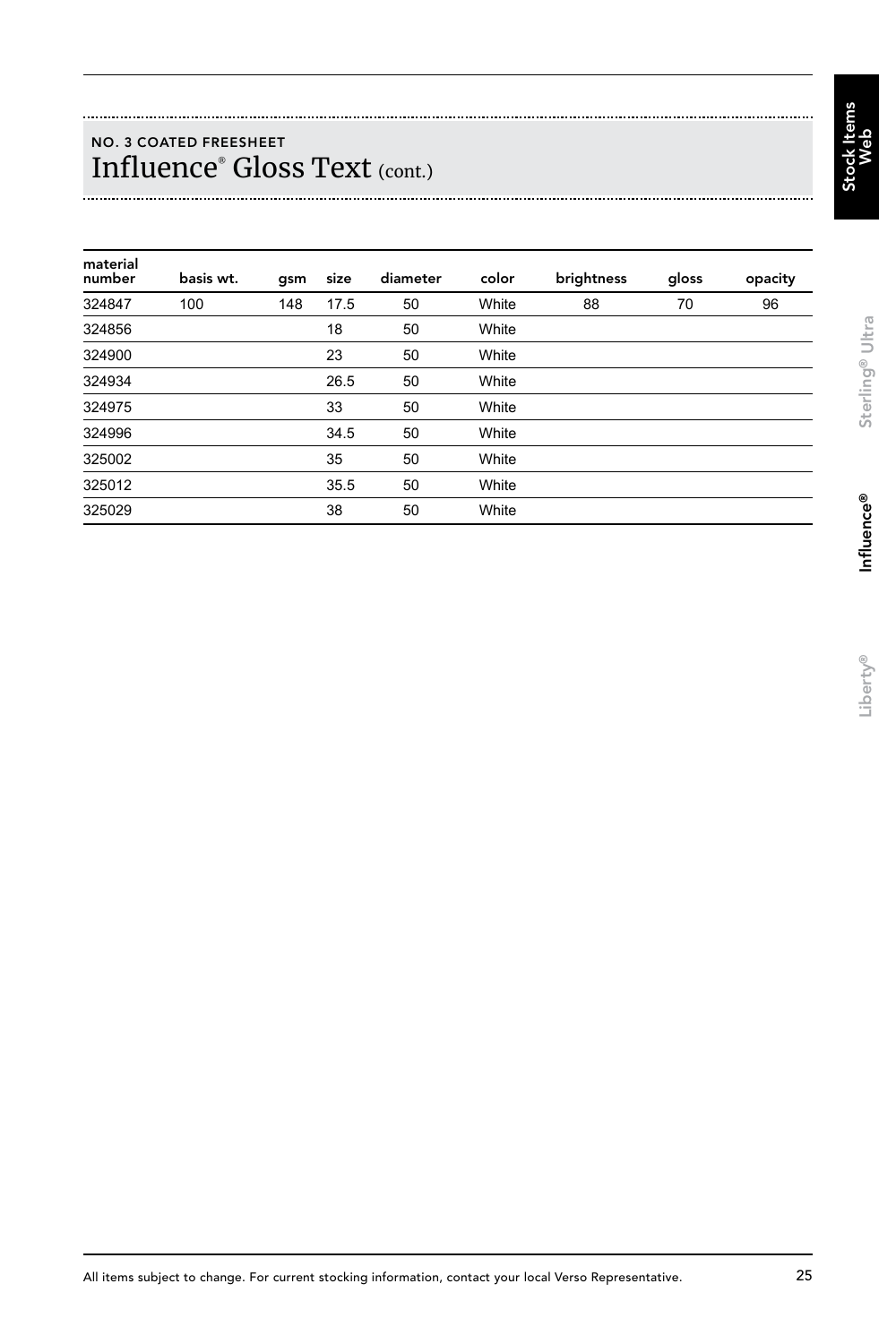NO. 3 COATED FREESHEET

# Influence® Gloss Text (cont.)

| material number | basis wt. | gsm | size | diameter | color | brightness | gloss | opacity |
|---|---|---|---|---|---|---|---|---|
| 324847 | 100 | 148 | 17.5 | 50 | White | 88 | 70 | 96 |
| 324856 | | | 18 | 50 | White | | | |
| 324900 | | | 23 | 50 | White | | | |
| 324934 | | | 26.5 | 50 | White | | | |
| 324975 | | | 33 | 50 | White | | | |
| 324996 | | | 34.5 | 50 | White | | | |
| 325002 | | | 35 | 50 | White | | | |
| 325012 | | | 35.5 | 50 | White | | | |
| 325029 | | | 38 | 50 | White | | | |

All items subject to change. For current stocking information, contact your local Verso Representative.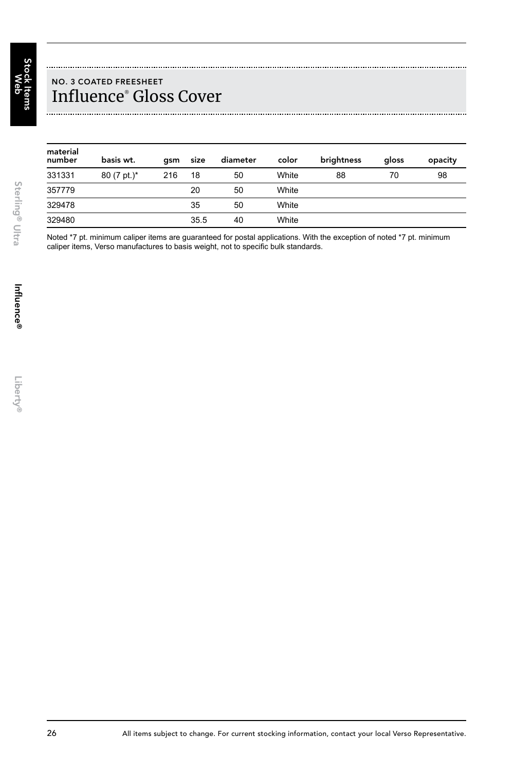NO. 3 COATED FREESHEET

# Influence® Gloss Cover

| material number | basis wt. | gsm | size | diameter | color | brightness | gloss | opacity |
|---|---|---|---|---|---|---|---|---|
| 331331 | 80 (7 pt.)* | 216 | 18 | 50 | White | 88 | 70 | 98 |
| 357779 | | | 20 | 50 | White | | | |
| 329478 | | | 35 | 50 | White | | | |
| 329480 | | | 35.5 | 40 | White | | | |

Noted *7 pt. minimum caliper items are guaranteed for postal applications. With the exception of noted *7 pt. minimum caliper items, Verso manufactures to basis weight, not to specific bulk standards.

All items subject to change. For current stocking information, contact your local Verso Representative.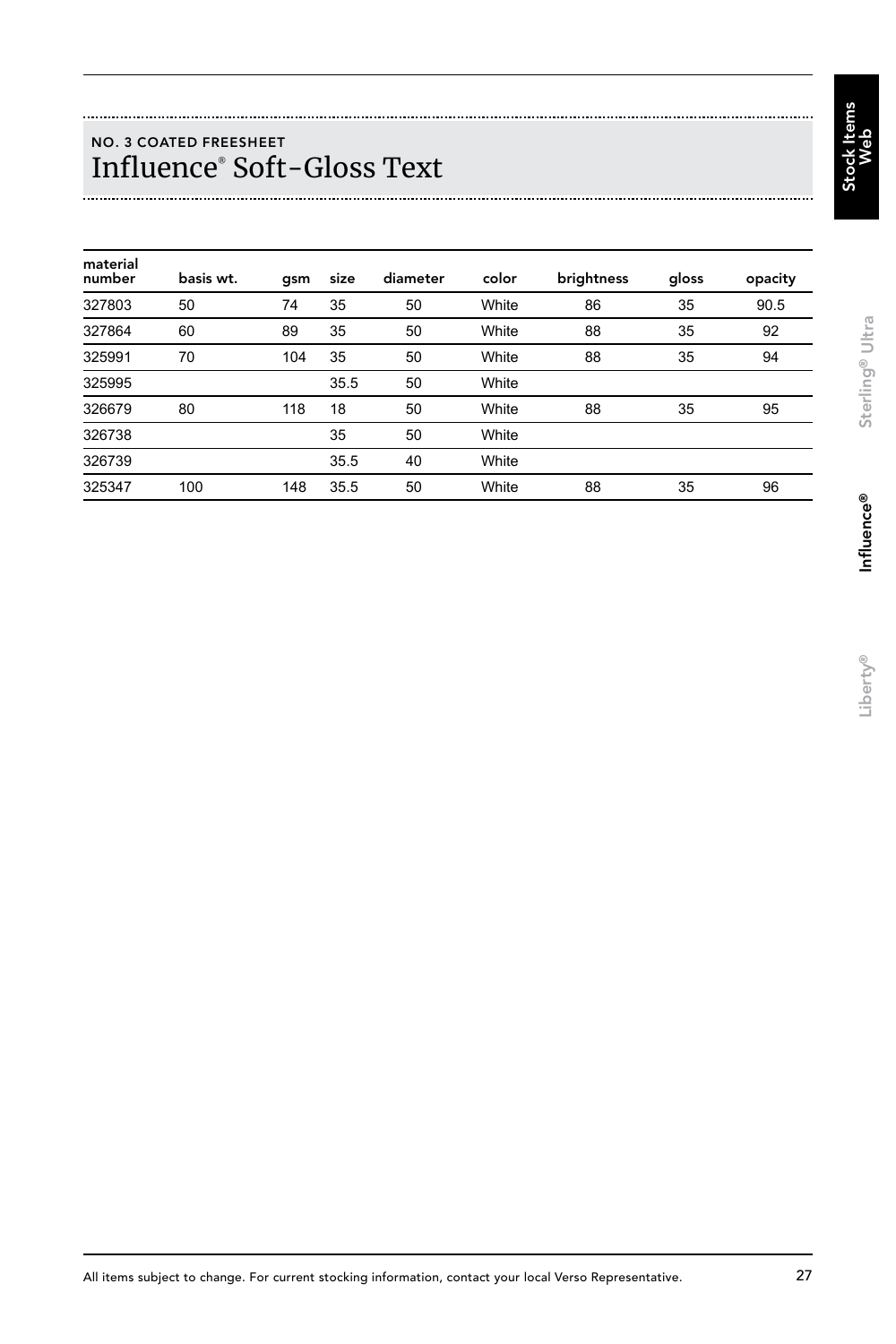NO. 3 COATED FREESHEET

# Influence® Soft-Gloss Text

| material number | basis wt. | gsm | size | diameter | color | brightness | gloss | opacity |
|---|---|---|---|---|---|---|---|---|
| 327803 | 50 | 74 | 35 | 50 | White | 86 | 35 | 90.5 |
| 327864 | 60 | 89 | 35 | 50 | White | 88 | 35 | 92 |
| 325991 | 70 | 104 | 35 | 50 | White | 88 | 35 | 94 |
| 325995 | | | 35.5 | 50 | White | | | |
| 326679 | 80 | 118 | 18 | 50 | White | 88 | 35 | 95 |
| 326738 | | | 35 | 50 | White | | | |
| 326739 | | | 35.5 | 40 | White | | | |
| 325347 | 100 | 148 | 35.5 | 50 | White | 88 | 35 | 96 |

All items subject to change. For current stocking information, contact your local Verso Representative.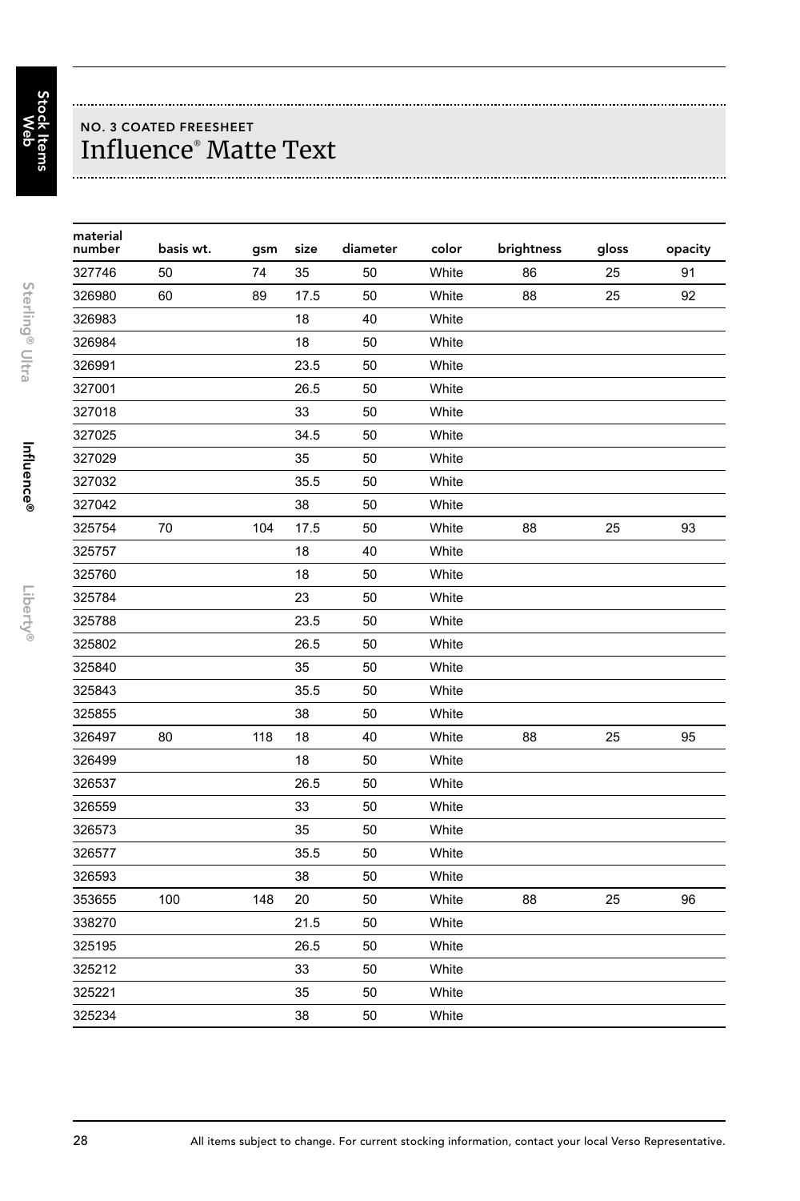NO. 3 COATED FREESHEET

# Influence® Matte Text

| material number | basis wt. | gsm | size | diameter | color | brightness | gloss | opacity |
|---|---|---|---|---|---|---|---|---|
| 327746 | 50 | 74 | 35 | 50 | White | 86 | 25 | 91 |
| 326980 | 60 | 89 | 17.5 | 50 | White | 88 | 25 | 92 |
| 326983 | | | 18 | 40 | White | | | |
| 326984 | | | 18 | 50 | White | | | |
| 326991 | | | 23.5 | 50 | White | | | |
| 327001 | | | 26.5 | 50 | White | | | |
| 327018 | | | 33 | 50 | White | | | |
| 327025 | | | 34.5 | 50 | White | | | |
| 327029 | | | 35 | 50 | White | | | |
| 327032 | | | 35.5 | 50 | White | | | |
| 327042 | | | 38 | 50 | White | | | |
| 325754 | 70 | 104 | 17.5 | 50 | White | 88 | 25 | 93 |
| 325757 | | | 18 | 40 | White | | | |
| 325760 | | | 18 | 50 | White | | | |
| 325784 | | | 23 | 50 | White | | | |
| 325788 | | | 23.5 | 50 | White | | | |
| 325802 | | | 26.5 | 50 | White | | | |
| 325840 | | | 35 | 50 | White | | | |
| 325843 | | | 35.5 | 50 | White | | | |
| 325855 | | | 38 | 50 | White | | | |
| 326497 | 80 | 118 | 18 | 40 | White | 88 | 25 | 95 |
| 326499 | | | 18 | 50 | White | | | |
| 326537 | | | 26.5 | 50 | White | | | |
| 326559 | | | 33 | 50 | White | | | |
| 326573 | | | 35 | 50 | White | | | |
| 326577 | | | 35.5 | 50 | White | | | |
| 326593 | | | 38 | 50 | White | | | |
| 353655 | 100 | 148 | 20 | 50 | White | 88 | 25 | 96 |
| 338270 | | | 21.5 | 50 | White | | | |
| 325195 | | | 26.5 | 50 | White | | | |
| 325212 | | | 33 | 50 | White | | | |
| 325221 | | | 35 | 50 | White | | | |
| 325234 | | | 38 | 50 | White | | | |

All items subject to change. For current stocking information, contact your local Verso Representative.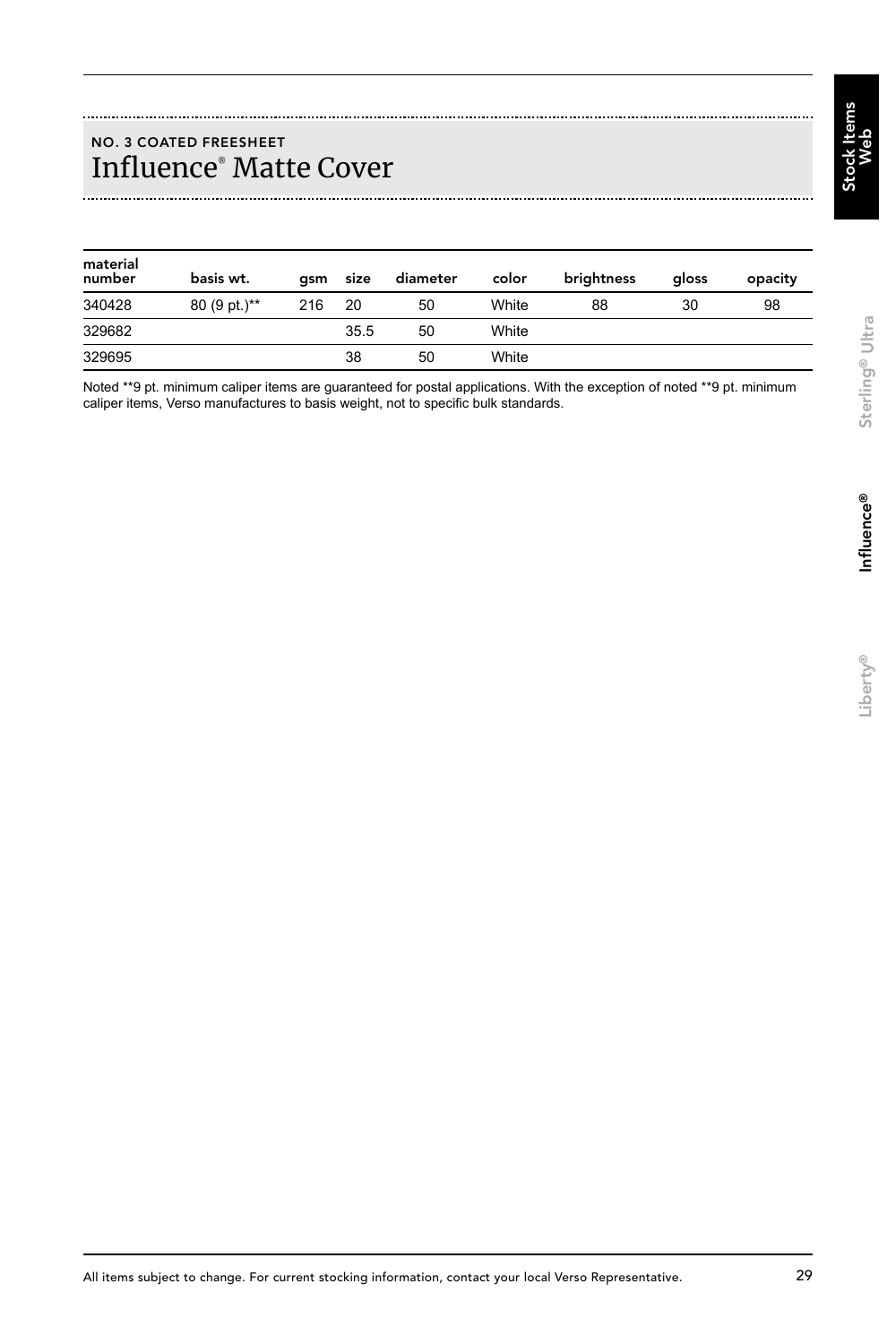NO. 3 COATED FREESHEET

# Influence® Matte Cover

| material number | basis wt. | gsm | size | diameter | color | brightness | gloss | opacity |
|---|---|---|---|---|---|---|---|---|
| 340428 | 80 (9 pt.)** | 216 | 20 | 50 | White | 88 | 30 | 98 |
| 329682 | | | 35.5 | 50 | White | | | |
| 329695 | | | 38 | 50 | White | | | |

Noted **9 pt. minimum caliper items are guaranteed for postal applications. With the exception of noted **9 pt. minimum caliper items, Verso manufactures to basis weight, not to specific bulk standards.

All items subject to change. For current stocking information, contact your local Verso Representative.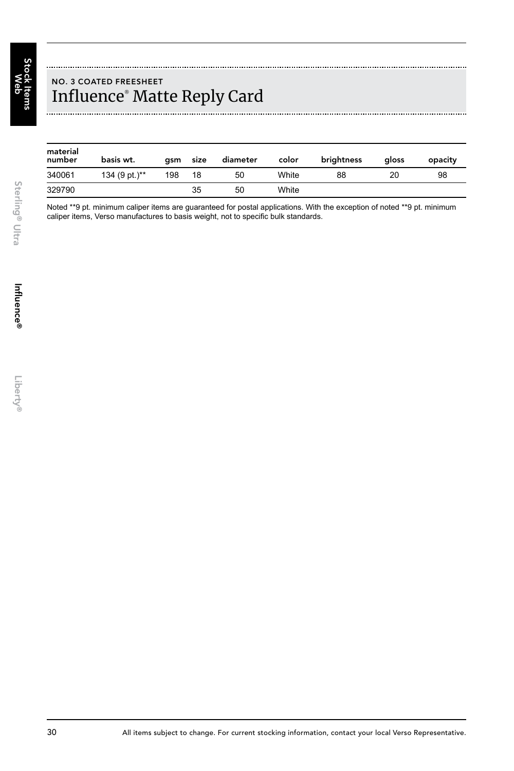NO. 3 COATED FREESHEET

# Influence® Matte Reply Card

| material number | basis wt. | gsm | size | diameter | color | brightness | gloss | opacity |
|---|---|---|---|---|---|---|---|---|
| 340061 | 134 (9 pt.)** | 198 | 18 | 50 | White | 88 | 20 | 98 |
| 329790 | | | 35 | 50 | White | | | |

Noted **9 pt. minimum caliper items are guaranteed for postal applications. With the exception of noted **9 pt. minimum caliper items, Verso manufactures to basis weight, not to specific bulk standards.

All items subject to change. For current stocking information, contact your local Verso Representative.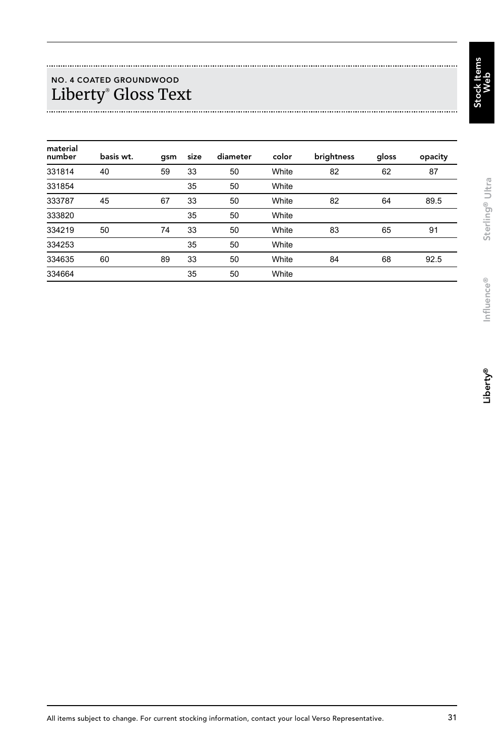NO. 4 COATED GROUNDWOOD

# Liberty® Gloss Text

| material number | basis wt. | gsm | size | diameter | color | brightness | gloss | opacity |
|---|---|---|---|---|---|---|---|---|
| 331814 | 40 | 59 | 33 | 50 | White | 82 | 62 | 87 |
| 331854 | | | 35 | 50 | White | | | |
| 333787 | 45 | 67 | 33 | 50 | White | 82 | 64 | 89.5 |
| 333820 | | | 35 | 50 | White | | | |
| 334219 | 50 | 74 | 33 | 50 | White | 83 | 65 | 91 |
| 334253 | | | 35 | 50 | White | | | |
| 334635 | 60 | 89 | 33 | 50 | White | 84 | 68 | 92.5 |
| 334664 | | | 35 | 50 | White | | | |

All items subject to change. For current stocking information, contact your local Verso Representative.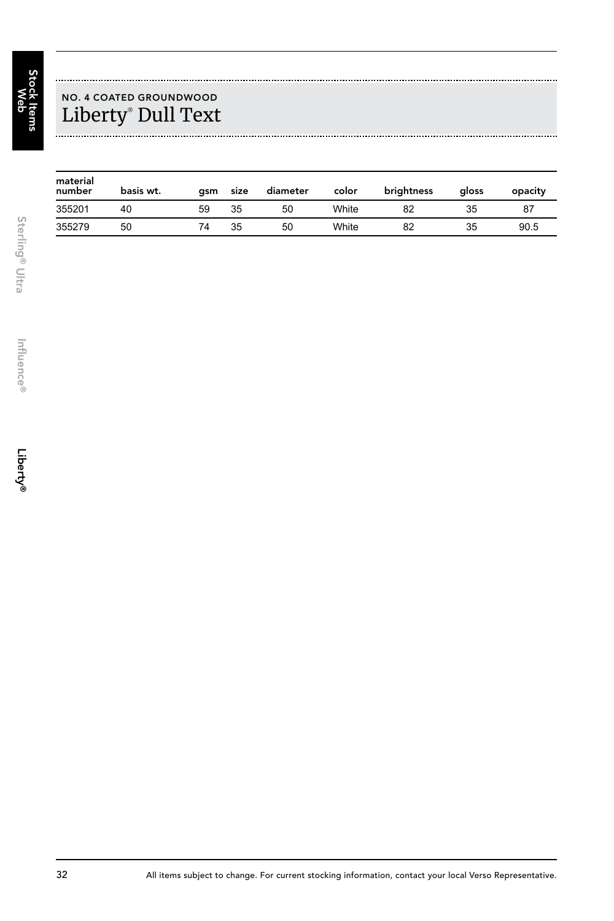NO. 4 COATED GROUNDWOOD

# Liberty® Dull Text

| material number | basis wt. | gsm | size | diameter | color | brightness | gloss | opacity |
|---|---|---|---|---|---|---|---|---|
| 355201 | 40 | 59 | 35 | 50 | White | 82 | 35 | 87 |
| 355279 | 50 | 74 | 35 | 50 | White | 82 | 35 | 90.5 |

All items subject to change. For current stocking information, contact your local Verso Representative.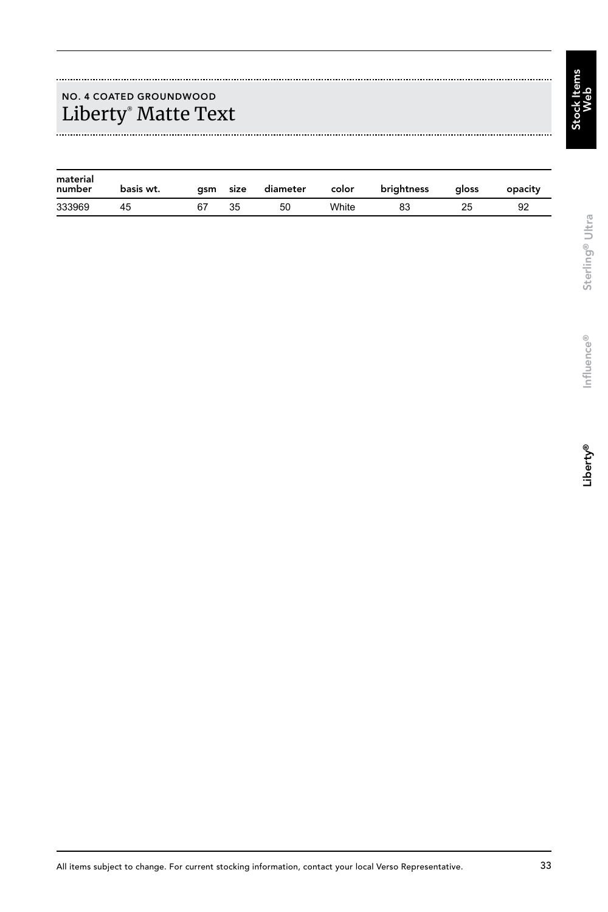NO. 4 COATED GROUNDWOOD

# Liberty® Matte Text

| material number | basis wt. | gsm | size | diameter | color | brightness | gloss | opacity |
|---|---|---|---|---|---|---|---|---|
| 333969 | 45 | 67 | 35 | 50 | White | 83 | 25 | 92 |

All items subject to change. For current stocking information, contact your local Verso Representative.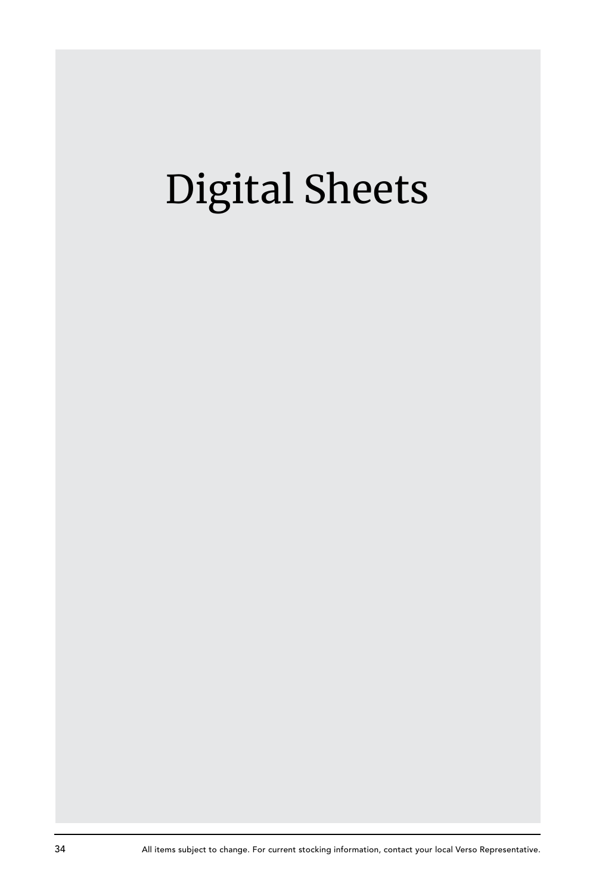# Digital Sheets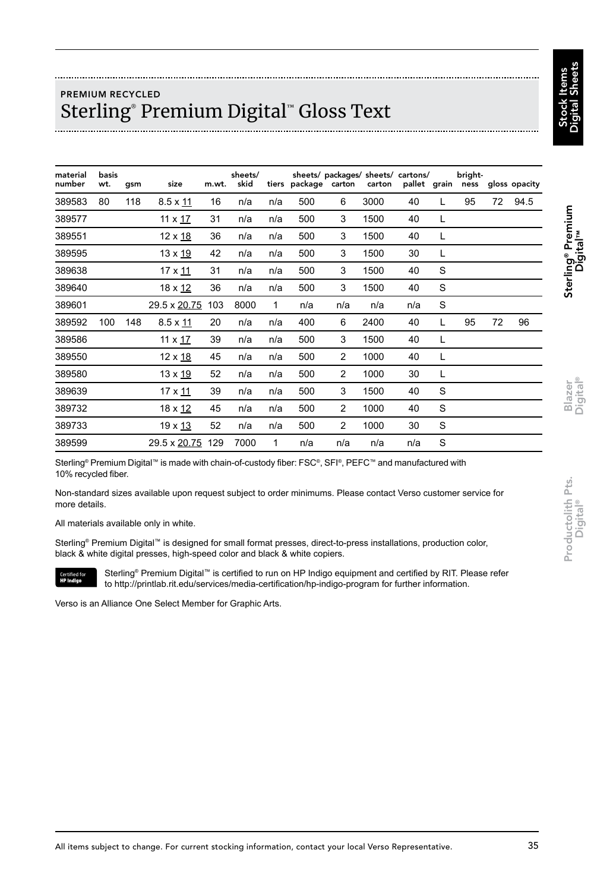PREMIUM RECYCLED

# Sterling® Premium Digital™ Gloss Text

| material number | basis wt. | gsm | size | m.wt. | sheets/ skid | tiers | sheets/ package | packages/ carton | sheets/ carton | cartons/ pallet | grain | bright-ness | gloss | opacity |
|---|---|---|---|---|---|---|---|---|---|---|---|---|---|---|
| 389583 | 80 | 118 | 8.5 x 11 | 16 | n/a | n/a | 500 | 6 | 3000 | 40 | L | 95 | 72 | 94.5 |
| 389577 | | | 11 x 17 | 31 | n/a | n/a | 500 | 3 | 1500 | 40 | L | | | |
| 389551 | | | 12 x 18 | 36 | n/a | n/a | 500 | 3 | 1500 | 40 | L | | | |
| 389595 | | | 13 x 19 | 42 | n/a | n/a | 500 | 3 | 1500 | 30 | L | | | |
| 389638 | | | 17 x 11 | 31 | n/a | n/a | 500 | 3 | 1500 | 40 | S | | | |
| 389640 | | | 18 x 12 | 36 | n/a | n/a | 500 | 3 | 1500 | 40 | S | | | |
| 389601 | | | 29.5 x 20.75 | 103 | 8000 | 1 | n/a | n/a | n/a | n/a | S | | | |
| 389592 | 100 | 148 | 8.5 x 11 | 20 | n/a | n/a | 400 | 6 | 2400 | 40 | L | 95 | 72 | 96 |
| 389586 | | | 11 x 17 | 39 | n/a | n/a | 500 | 3 | 1500 | 40 | L | | | |
| 389550 | | | 12 x 18 | 45 | n/a | n/a | 500 | 2 | 1000 | 40 | L | | | |
| 389580 | | | 13 x 19 | 52 | n/a | n/a | 500 | 2 | 1000 | 30 | L | | | |
| 389639 | | | 17 x 11 | 39 | n/a | n/a | 500 | 3 | 1500 | 40 | S | | | |
| 389732 | | | 18 x 12 | 45 | n/a | n/a | 500 | 2 | 1000 | 40 | S | | | |
| 389733 | | | 19 x 13 | 52 | n/a | n/a | 500 | 2 | 1000 | 30 | S | | | |
| 389599 | | | 29.5 x 20.75 | 129 | 7000 | 1 | n/a | n/a | n/a | n/a | S | | | |

Sterling® Premium Digital™ is made with chain-of-custody fiber: FSC®, SFI®, PEFC™ and manufactured with 10% recycled fiber.

Non-standard sizes available upon request subject to order minimums. Please contact Verso customer service for more details.

All materials available only in white.

Sterling® Premium Digital™ is designed for small format presses, direct-to-press installations, production color, black & white digital presses, high-speed color and black & white copiers.

Certified for HP Indigo

Sterling® Premium Digital™ is certified to run on HP Indigo equipment and certified by RIT. Please refer to http://printlab.rit.edu/services/media-certification/hp-indigo-program for further information.

Verso is an Alliance One Select Member for Graphic Arts.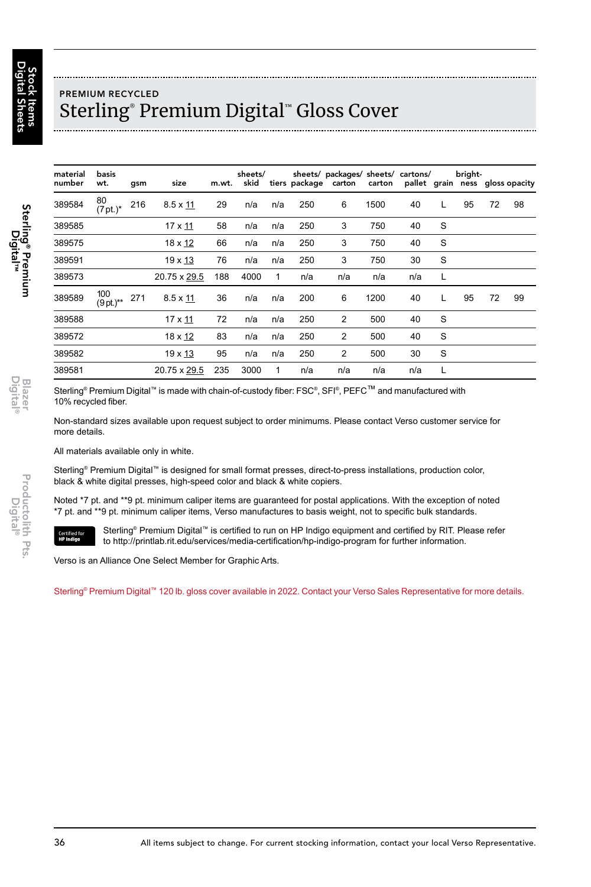PREMIUM RECYCLED

# Sterling® Premium Digital™ Gloss Cover

| material number | basis wt. | gsm | size | m.wt. | sheets/ skid | tiers | sheets/ package | packages/ carton | sheets/ carton | cartons/ pallet | grain | bright-ness | gloss | opacity |
|---|---|---|---|---|---|---|---|---|---|---|---|---|---|---|
| 389584 | 80 (7 pt.)* | 216 | 8.5 x 11 | 29 | n/a | n/a | 250 | 6 | 1500 | 40 | L | 95 | 72 | 98 |
| 389585 | | | 17 x 11 | 58 | n/a | n/a | 250 | 3 | 750 | 40 | S | | | |
| 389575 | | | 18 x 12 | 66 | n/a | n/a | 250 | 3 | 750 | 40 | S | | | |
| 389591 | | | 19 x 13 | 76 | n/a | n/a | 250 | 3 | 750 | 30 | S | | | |
| 389573 | | | 20.75 x 29.5 | 188 | 4000 | 1 | n/a | n/a | n/a | n/a | L | | | |
| 389589 | 100 (9 pt.)** | 271 | 8.5 x 11 | 36 | n/a | n/a | 200 | 6 | 1200 | 40 | L | 95 | 72 | 99 |
| 389588 | | | 17 x 11 | 72 | n/a | n/a | 250 | 2 | 500 | 40 | S | | | |
| 389572 | | | 18 x 12 | 83 | n/a | n/a | 250 | 2 | 500 | 40 | S | | | |
| 389582 | | | 19 x 13 | 95 | n/a | n/a | 250 | 2 | 500 | 30 | S | | | |
| 389581 | | | 20.75 x 29.5 | 235 | 3000 | 1 | n/a | n/a | n/a | n/a | L | | | |

Sterling® Premium Digital™ is made with chain-of-custody fiber: FSC®, SFI®, PEFC™ and manufactured with 10% recycled fiber.

Non-standard sizes available upon request subject to order minimums. Please contact Verso customer service for more details.

All materials available only in white.

Sterling® Premium Digital™ is designed for small format presses, direct-to-press installations, production color, black & white digital presses, high-speed color and black & white copiers.

Noted *7 pt. and **9 pt. minimum caliper items are guaranteed for postal applications. With the exception of noted *7 pt. and **9 pt. minimum caliper items, Verso manufactures to basis weight, not to specific bulk standards.

Certified for HP Indigo

Sterling® Premium Digital™ is certified to run on HP Indigo equipment and certified by RIT. Please refer to http://printlab.rit.edu/services/media-certification/hp-indigo-program for further information.

Verso is an Alliance One Select Member for Graphic Arts.

Sterling® Premium Digital™ 120 lb. gloss cover available in 2022. Contact your Verso Sales Representative for more details.

All items subject to change. For current stocking information, contact your local Verso Representative.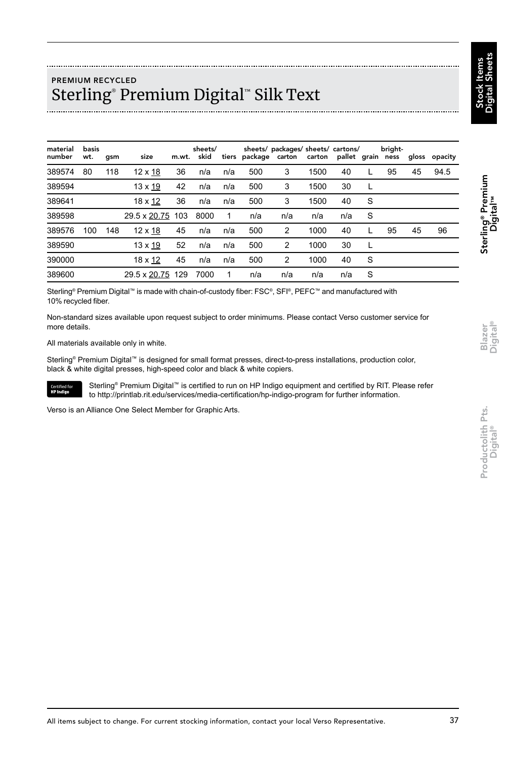PREMIUM RECYCLED

# Sterling® Premium Digital™ Silk Text

| material number | basis wt. | gsm | size | m.wt. | sheets/ skid | tiers | sheets/ package | packages/ carton | sheets/ carton | cartons/ pallet | grain | bright-ness | gloss | opacity |
|---|---|---|---|---|---|---|---|---|---|---|---|---|---|---|
| 389574 | 80 | 118 | 12 x 18 | 36 | n/a | n/a | 500 | 3 | 1500 | 40 | L | 95 | 45 | 94.5 |
| 389594 | | | 13 x 19 | 42 | n/a | n/a | 500 | 3 | 1500 | 30 | L | | | |
| 389641 | | | 18 x 12 | 36 | n/a | n/a | 500 | 3 | 1500 | 40 | S | | | |
| 389598 | | | 29.5 x 20.75 | 103 | 8000 | 1 | n/a | n/a | n/a | n/a | S | | | |
| 389576 | 100 | 148 | 12 x 18 | 45 | n/a | n/a | 500 | 2 | 1000 | 40 | L | 95 | 45 | 96 |
| 389590 | | | 13 x 19 | 52 | n/a | n/a | 500 | 2 | 1000 | 30 | L | | | |
| 390000 | | | 18 x 12 | 45 | n/a | n/a | 500 | 2 | 1000 | 40 | S | | | |
| 389600 | | | 29.5 x 20.75 | 129 | 7000 | 1 | n/a | n/a | n/a | n/a | S | | | |

Sterling® Premium Digital™ is made with chain-of-custody fiber: FSC®, SFI®, PEFC™ and manufactured with 10% recycled fiber.

Non-standard sizes available upon request subject to order minimums. Please contact Verso customer service for more details.

All materials available only in white.

Sterling® Premium Digital™ is designed for small format presses, direct-to-press installations, production color, black & white digital presses, high-speed color and black & white copiers.

Certified for HP Indigo

Sterling® Premium Digital™ is certified to run on HP Indigo equipment and certified by RIT. Please refer to http://printlab.rit.edu/services/media-certification/hp-indigo-program for further information.

Verso is an Alliance One Select Member for Graphic Arts.

All items subject to change. For current stocking information, contact your local Verso Representative.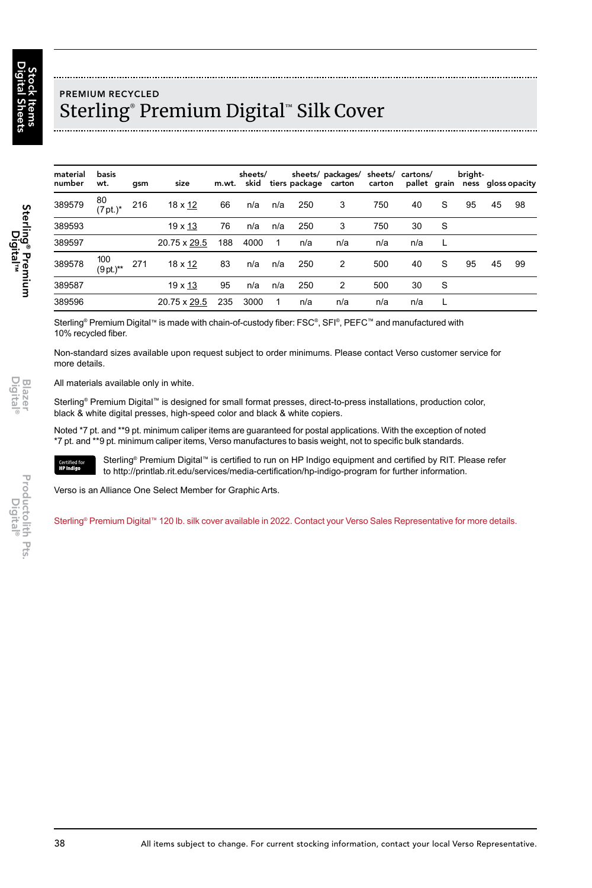PREMIUM RECYCLED

# Sterling® Premium Digital™ Silk Cover

| material number | basis wt. | gsm | size | m.wt. | sheets/ skid | tiers | sheets/ package | packages/ carton | sheets/ carton | cartons/ pallet | grain | bright-ness | gloss | opacity |
|---|---|---|---|---|---|---|---|---|---|---|---|---|---|---|
| 389579 | 80 (7 pt.)* | 216 | 18 x <u>12</u> | 66 | n/a | n/a | 250 | 3 | 750 | 40 | S | 95 | 45 | 98 |
| 389593 | | | 19 x <u>13</u> | 76 | n/a | n/a | 250 | 3 | 750 | 30 | S | | | |
| 389597 | | | 20.75 x <u>29.5</u> | 188 | 4000 | 1 | n/a | n/a | n/a | n/a | L | | | |
| 389578 | 100 (9 pt.)** | 271 | 18 x <u>12</u> | 83 | n/a | n/a | 250 | 2 | 500 | 40 | S | 95 | 45 | 99 |
| 389587 | | | 19 x <u>13</u> | 95 | n/a | n/a | 250 | 2 | 500 | 30 | S | | | |
| 389596 | | | 20.75 x <u>29.5</u> | 235 | 3000 | 1 | n/a | n/a | n/a | n/a | L | | | |

Sterling® Premium Digital™ is made with chain-of-custody fiber: FSC®, SFI®, PEFC™ and manufactured with 10% recycled fiber.

Non-standard sizes available upon request subject to order minimums. Please contact Verso customer service for more details.

All materials available only in white.

Sterling® Premium Digital™ is designed for small format presses, direct-to-press installations, production color, black & white digital presses, high-speed color and black & white copiers.

Noted *7 pt. and **9 pt. minimum caliper items are guaranteed for postal applications. With the exception of noted *7 pt. and **9 pt. minimum caliper items, Verso manufactures to basis weight, not to specific bulk standards.

Certified for HP Indigo

Sterling® Premium Digital™ is certified to run on HP Indigo equipment and certified by RIT. Please refer to http://printlab.rit.edu/services/media-certification/hp-indigo-program for further information.

Verso is an Alliance One Select Member for Graphic Arts.

Sterling® Premium Digital™ 120 lb. silk cover available in 2022. Contact your Verso Sales Representative for more details.

All items subject to change. For current stocking information, contact your local Verso Representative.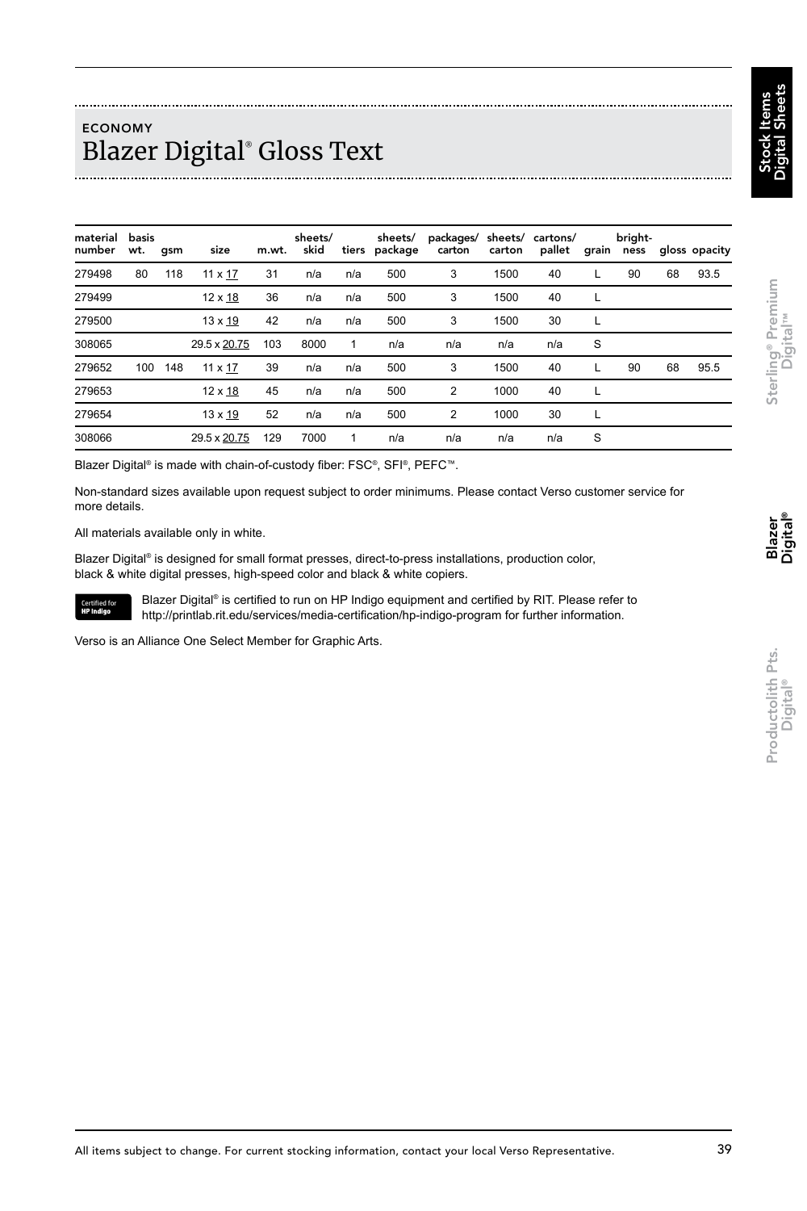ECONOMY

# Blazer Digital® Gloss Text

| material number | basis wt. | gsm | size | m.wt. | sheets/ skid | tiers | sheets/ package | packages/ carton | sheets/ carton | cartons/ pallet | grain | bright-ness | gloss | opacity |
|---|---|---|---|---|---|---|---|---|---|---|---|---|---|---|
| 279498 | 80 | 118 | 11 x 17 | 31 | n/a | n/a | 500 | 3 | 1500 | 40 | L | 90 | 68 | 93.5 |
| 279499 | | | 12 x 18 | 36 | n/a | n/a | 500 | 3 | 1500 | 40 | L | | | |
| 279500 | | | 13 x 19 | 42 | n/a | n/a | 500 | 3 | 1500 | 30 | L | | | |
| 308065 | | | 29.5 x 20.75 | 103 | 8000 | 1 | n/a | n/a | n/a | n/a | S | | | |
| 279652 | 100 | 148 | 11 x 17 | 39 | n/a | n/a | 500 | 3 | 1500 | 40 | L | 90 | 68 | 95.5 |
| 279653 | | | 12 x 18 | 45 | n/a | n/a | 500 | 2 | 1000 | 40 | L | | | |
| 279654 | | | 13 x 19 | 52 | n/a | n/a | 500 | 2 | 1000 | 30 | L | | | |
| 308066 | | | 29.5 x 20.75 | 129 | 7000 | 1 | n/a | n/a | n/a | n/a | S | | | |

Blazer Digital® is made with chain-of-custody fiber: FSC®, SFI®, PEFC™.

Non-standard sizes available upon request subject to order minimums. Please contact Verso customer service for more details.

All materials available only in white.

Blazer Digital® is designed for small format presses, direct-to-press installations, production color, black & white digital presses, high-speed color and black & white copiers.

Certified for HP Indigo

Blazer Digital® is certified to run on HP Indigo equipment and certified by RIT. Please refer to http://printlab.rit.edu/services/media-certification/hp-indigo-program for further information.

Verso is an Alliance One Select Member for Graphic Arts.

All items subject to change. For current stocking information, contact your local Verso Representative.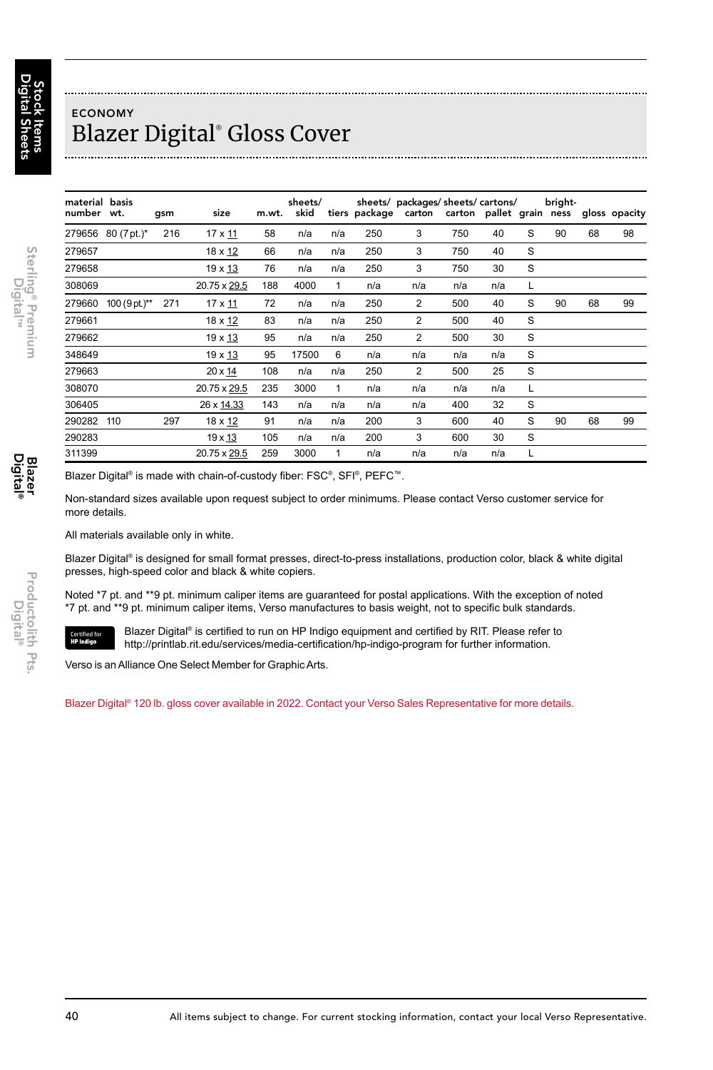ECONOMY

# Blazer Digital® Gloss Cover

| material number | basis wt. | gsm | size | m.wt. | sheets/ skid | tiers | sheets/ package | packages/ carton | sheets/ carton | cartons/ pallet | grain | bright-ness | gloss | opacity |
|---|---|---|---|---|---|---|---|---|---|---|---|---|---|---|
| 279656 | 80 (7 pt.)* | 216 | 17 x 11 | 58 | n/a | n/a | 250 | 3 | 750 | 40 | S | 90 | 68 | 98 |
| 279657 | | | 18 x 12 | 66 | n/a | n/a | 250 | 3 | 750 | 40 | S | | | |
| 279658 | | | 19 x 13 | 76 | n/a | n/a | 250 | 3 | 750 | 30 | S | | | |
| 308069 | | | 20.75 x 29.5 | 188 | 4000 | 1 | n/a | n/a | n/a | n/a | L | | | |
| 279660 | 100 (9 pt.)** | 271 | 17 x 11 | 72 | n/a | n/a | 250 | 2 | 500 | 40 | S | 90 | 68 | 99 |
| 279661 | | | 18 x 12 | 83 | n/a | n/a | 250 | 2 | 500 | 40 | S | | | |
| 279662 | | | 19 x 13 | 95 | n/a | n/a | 250 | 2 | 500 | 30 | S | | | |
| 348649 | | | 19 x 13 | 95 | 17500 | 6 | n/a | n/a | n/a | n/a | S | | | |
| 279663 | | | 20 x 14 | 108 | n/a | n/a | 250 | 2 | 500 | 25 | S | | | |
| 308070 | | | 20.75 x 29.5 | 235 | 3000 | 1 | n/a | n/a | n/a | n/a | L | | | |
| 306405 | | | 26 x 14.33 | 143 | n/a | n/a | n/a | n/a | 400 | 32 | S | | | |
| 290282 | 110 | 297 | 18 x 12 | 91 | n/a | n/a | 200 | 3 | 600 | 40 | S | 90 | 68 | 99 |
| 290283 | | | 19 x 13 | 105 | n/a | n/a | 200 | 3 | 600 | 30 | S | | | |
| 311399 | | | 20.75 x 29.5 | 259 | 3000 | 1 | n/a | n/a | n/a | n/a | L | | | |

Blazer Digital® is made with chain-of-custody fiber: FSC®, SFI®, PEFC™.

Non-standard sizes available upon request subject to order minimums. Please contact Verso customer service for more details.

All materials available only in white.

Blazer Digital® is designed for small format presses, direct-to-press installations, production color, black & white digital presses, high-speed color and black & white copiers.

Noted *7 pt. and **9 pt. minimum caliper items are guaranteed for postal applications. With the exception of noted *7 pt. and **9 pt. minimum caliper items, Verso manufactures to basis weight, not to specific bulk standards.

Certified for HP Indigo

Blazer Digital® is certified to run on HP Indigo equipment and certified by RIT. Please refer to http://printlab.rit.edu/services/media-certification/hp-indigo-program for further information.

Verso is an Alliance One Select Member for Graphic Arts.

Blazer Digital® 120 lb. gloss cover available in 2022. Contact your Verso Sales Representative for more details.

All items subject to change. For current stocking information, contact your local Verso Representative.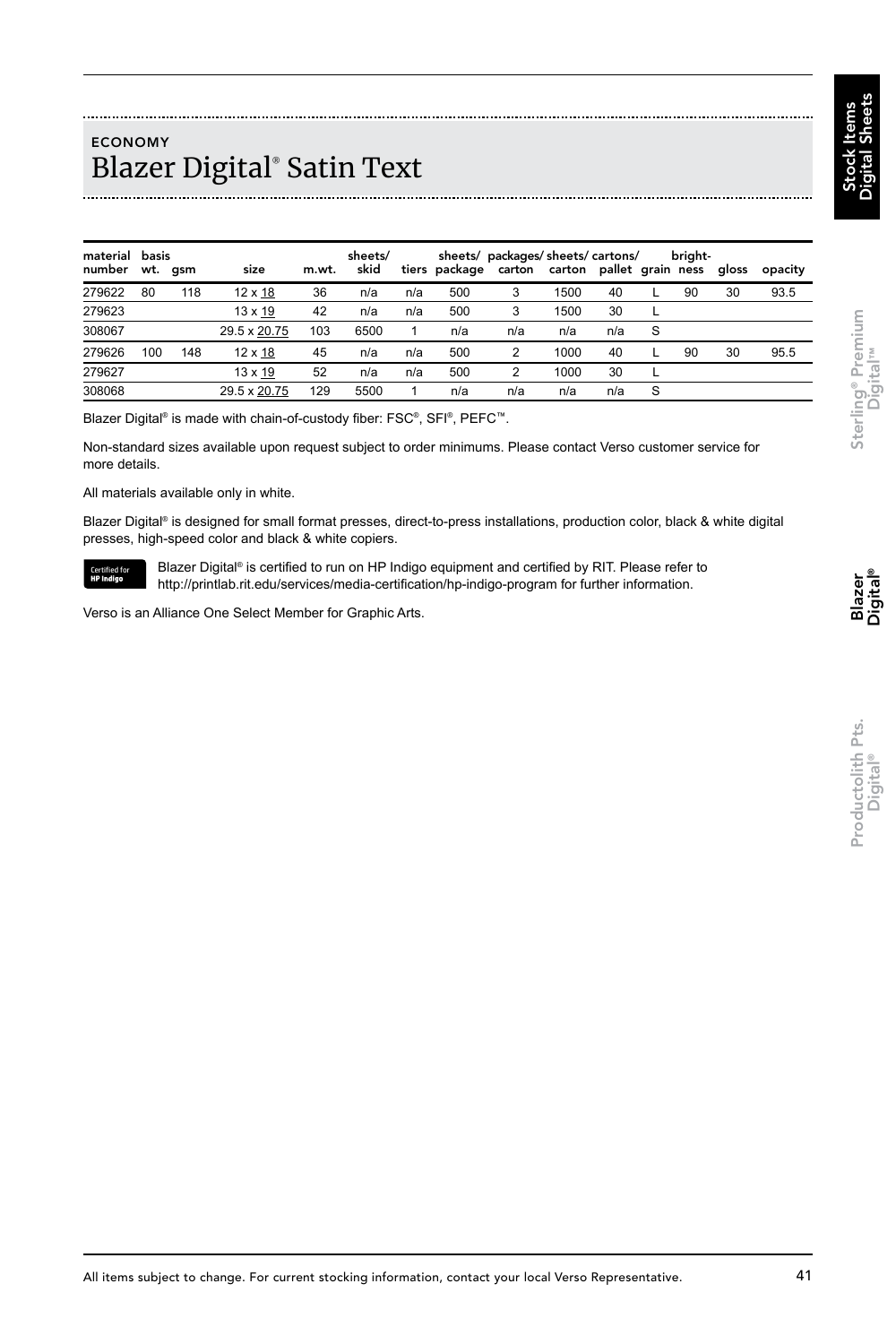ECONOMY

# Blazer Digital® Satin Text

| material number | basis wt. | gsm | size | m.wt. | sheets/ skid | tiers | sheets/ package | packages/ carton | sheets/ carton | cartons/ pallet | grain | bright- ness | gloss | opacity |
|---|---|---|---|---|---|---|---|---|---|---|---|---|---|---|
| 279622 | 80 | 118 | 12 x 18 | 36 | n/a | n/a | 500 | 3 | 1500 | 40 | L | 90 | 30 | 93.5 |
| 279623 | | | 13 x 19 | 42 | n/a | n/a | 500 | 3 | 1500 | 30 | L | | | |
| 308067 | | | 29.5 x 20.75 | 103 | 6500 | 1 | n/a | n/a | n/a | n/a | S | | | |
| 279626 | 100 | 148 | 12 x 18 | 45 | n/a | n/a | 500 | 2 | 1000 | 40 | L | 90 | 30 | 95.5 |
| 279627 | | | 13 x 19 | 52 | n/a | n/a | 500 | 2 | 1000 | 30 | L | | | |
| 308068 | | | 29.5 x 20.75 | 129 | 5500 | 1 | n/a | n/a | n/a | n/a | S | | | |

Blazer Digital® is made with chain-of-custody fiber: FSC®, SFI®, PEFC™.

Non-standard sizes available upon request subject to order minimums. Please contact Verso customer service for more details.

All materials available only in white.

Blazer Digital® is designed for small format presses, direct-to-press installations, production color, black & white digital presses, high-speed color and black & white copiers.

Certified for HP Indigo

Blazer Digital® is certified to run on HP Indigo equipment and certified by RIT. Please refer to http://printlab.rit.edu/services/media-certification/hp-indigo-program for further information.

Verso is an Alliance One Select Member for Graphic Arts.

All items subject to change. For current stocking information, contact your local Verso Representative.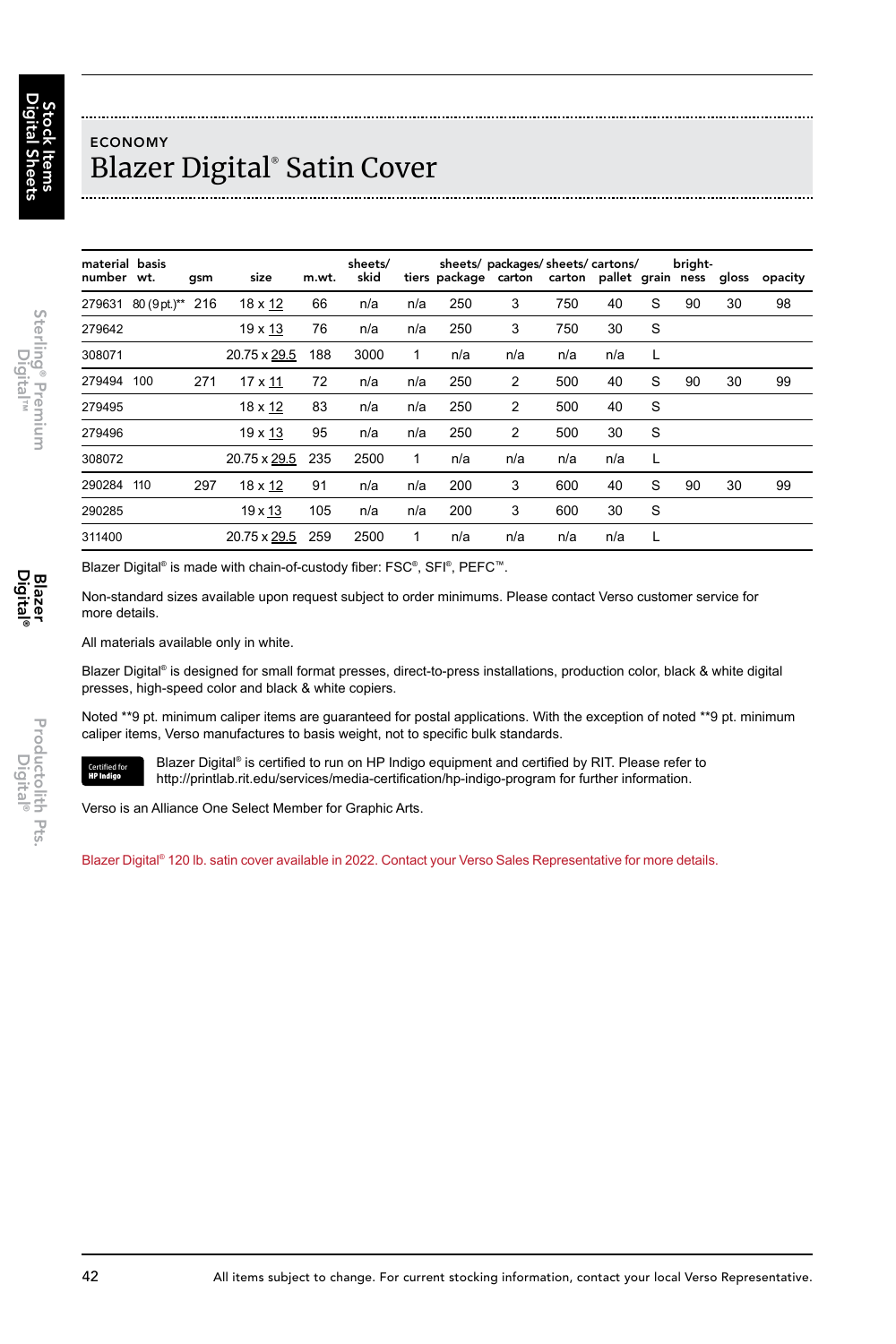ECONOMY

# Blazer Digital® Satin Cover

| material number | basis wt. | gsm | size | m.wt. | sheets/ skid | tiers | sheets/ package | packages/ carton | sheets/ carton | cartons/ pallet | grain | bright- ness | gloss | opacity |
|---|---|---|---|---|---|---|---|---|---|---|---|---|---|---|
| 279631 | 80 (9 pt.)** | 216 | 18 x 12 | 66 | n/a | n/a | 250 | 3 | 750 | 40 | S | 90 | 30 | 98 |
| 279642 | | | 19 x 13 | 76 | n/a | n/a | 250 | 3 | 750 | 30 | S | | | |
| 308071 | | | 20.75 x 29.5 | 188 | 3000 | 1 | n/a | n/a | n/a | n/a | L | | | |
| 279494 | 100 | 271 | 17 x 11 | 72 | n/a | n/a | 250 | 2 | 500 | 40 | S | 90 | 30 | 99 |
| 279495 | | | 18 x 12 | 83 | n/a | n/a | 250 | 2 | 500 | 40 | S | | | |
| 279496 | | | 19 x 13 | 95 | n/a | n/a | 250 | 2 | 500 | 30 | S | | | |
| 308072 | | | 20.75 x 29.5 | 235 | 2500 | 1 | n/a | n/a | n/a | n/a | L | | | |
| 290284 | 110 | 297 | 18 x 12 | 91 | n/a | n/a | 200 | 3 | 600 | 40 | S | 90 | 30 | 99 |
| 290285 | | | 19 x 13 | 105 | n/a | n/a | 200 | 3 | 600 | 30 | S | | | |
| 311400 | | | 20.75 x 29.5 | 259 | 2500 | 1 | n/a | n/a | n/a | n/a | L | | | |

Blazer Digital® is made with chain-of-custody fiber: FSC®, SFI®, PEFC™.

Non-standard sizes available upon request subject to order minimums. Please contact Verso customer service for more details.

All materials available only in white.

Blazer Digital® is designed for small format presses, direct-to-press installations, production color, black & white digital presses, high-speed color and black & white copiers.

Noted **9 pt. minimum caliper items are guaranteed for postal applications. With the exception of noted **9 pt. minimum caliper items, Verso manufactures to basis weight, not to specific bulk standards.

Certified for HP Indigo

Blazer Digital® is certified to run on HP Indigo equipment and certified by RIT. Please refer to http://printlab.rit.edu/services/media-certification/hp-indigo-program for further information.

Verso is an Alliance One Select Member for Graphic Arts.

Blazer Digital® 120 lb. satin cover available in 2022. Contact your Verso Sales Representative for more details.

All items subject to change. For current stocking information, contact your local Verso Representative.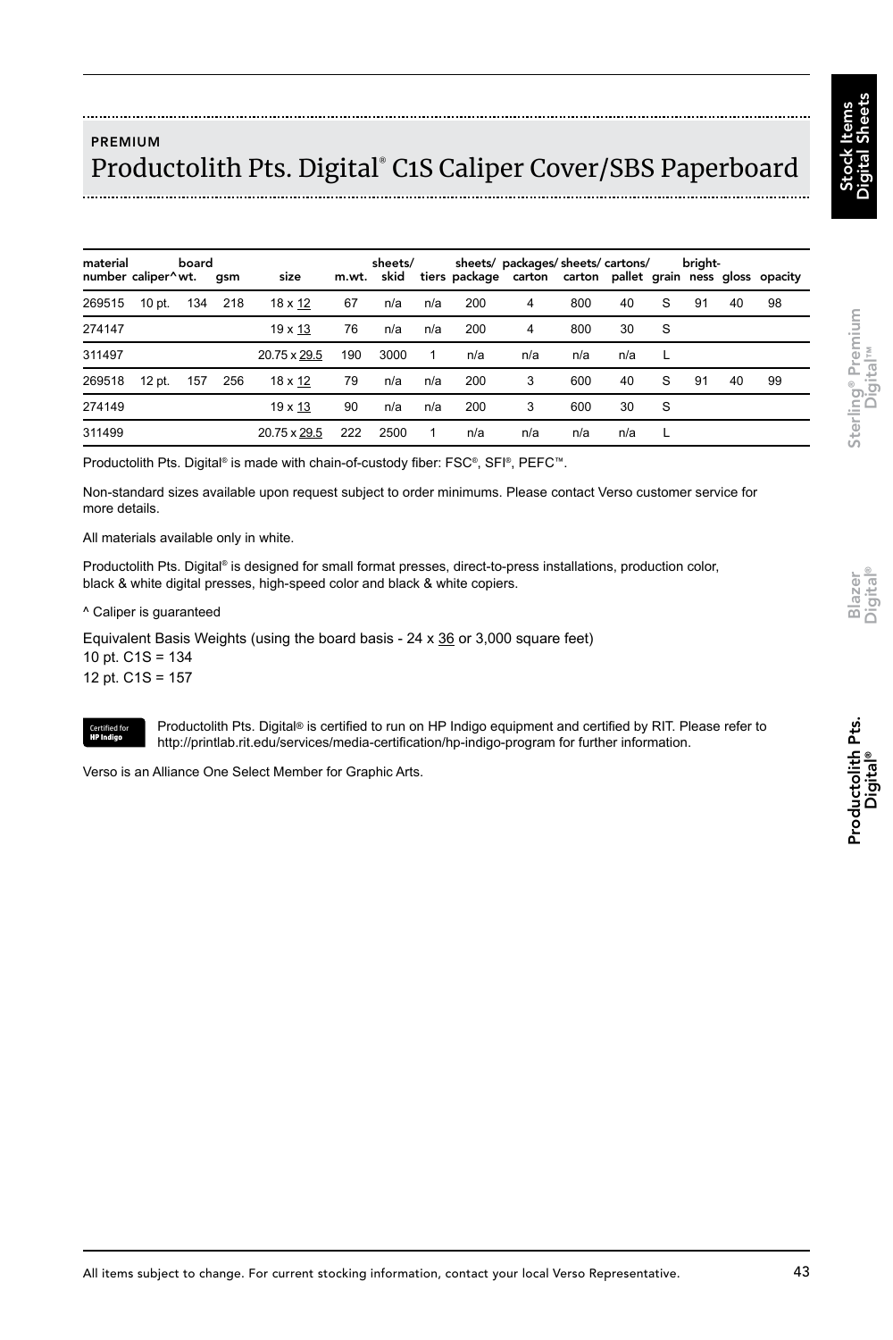PREMIUM

# Productolith Pts. Digital® C1S Caliper Cover/SBS Paperboard

| material number | caliper^ | board wt. | gsm | size | m.wt. | sheets/ skid | tiers | sheets/ package | packages/ carton | sheets/ carton | cartons/ pallet | grain | bright-ness | gloss | opacity |
|---|---|---|---|---|---|---|---|---|---|---|---|---|---|---|---|
| 269515 | 10 pt. | 134 | 218 | 18 x 12 | 67 | n/a | n/a | 200 | 4 | 800 | 40 | S | 91 | 40 | 98 |
| 274147 | | | | 19 x 13 | 76 | n/a | n/a | 200 | 4 | 800 | 30 | S | | | |
| 311497 | | | | 20.75 x 29.5 | 190 | 3000 | 1 | n/a | n/a | n/a | n/a | L | | | |
| 269518 | 12 pt. | 157 | 256 | 18 x 12 | 79 | n/a | n/a | 200 | 3 | 600 | 40 | S | 91 | 40 | 99 |
| 274149 | | | | 19 x 13 | 90 | n/a | n/a | 200 | 3 | 600 | 30 | S | | | |
| 311499 | | | | 20.75 x 29.5 | 222 | 2500 | 1 | n/a | n/a | n/a | n/a | L | | | |

Productolith Pts. Digital® is made with chain-of-custody fiber: FSC®, SFI®, PEFC™.

Non-standard sizes available upon request subject to order minimums. Please contact Verso customer service for more details.

All materials available only in white.

Productolith Pts. Digital® is designed for small format presses, direct-to-press installations, production color, black & white digital presses, high-speed color and black & white copiers.

^ Caliper is guaranteed

Equivalent Basis Weights (using the board basis - 24 x 36 or 3,000 square feet)
10 pt. C1S = 134
12 pt. C1S = 157

Certified for HP Indigo

Productolith Pts. Digital® is certified to run on HP Indigo equipment and certified by RIT. Please refer to http://printlab.rit.edu/services/media-certification/hp-indigo-program for further information.

Verso is an Alliance One Select Member for Graphic Arts.

All items subject to change. For current stocking information, contact your local Verso Representative.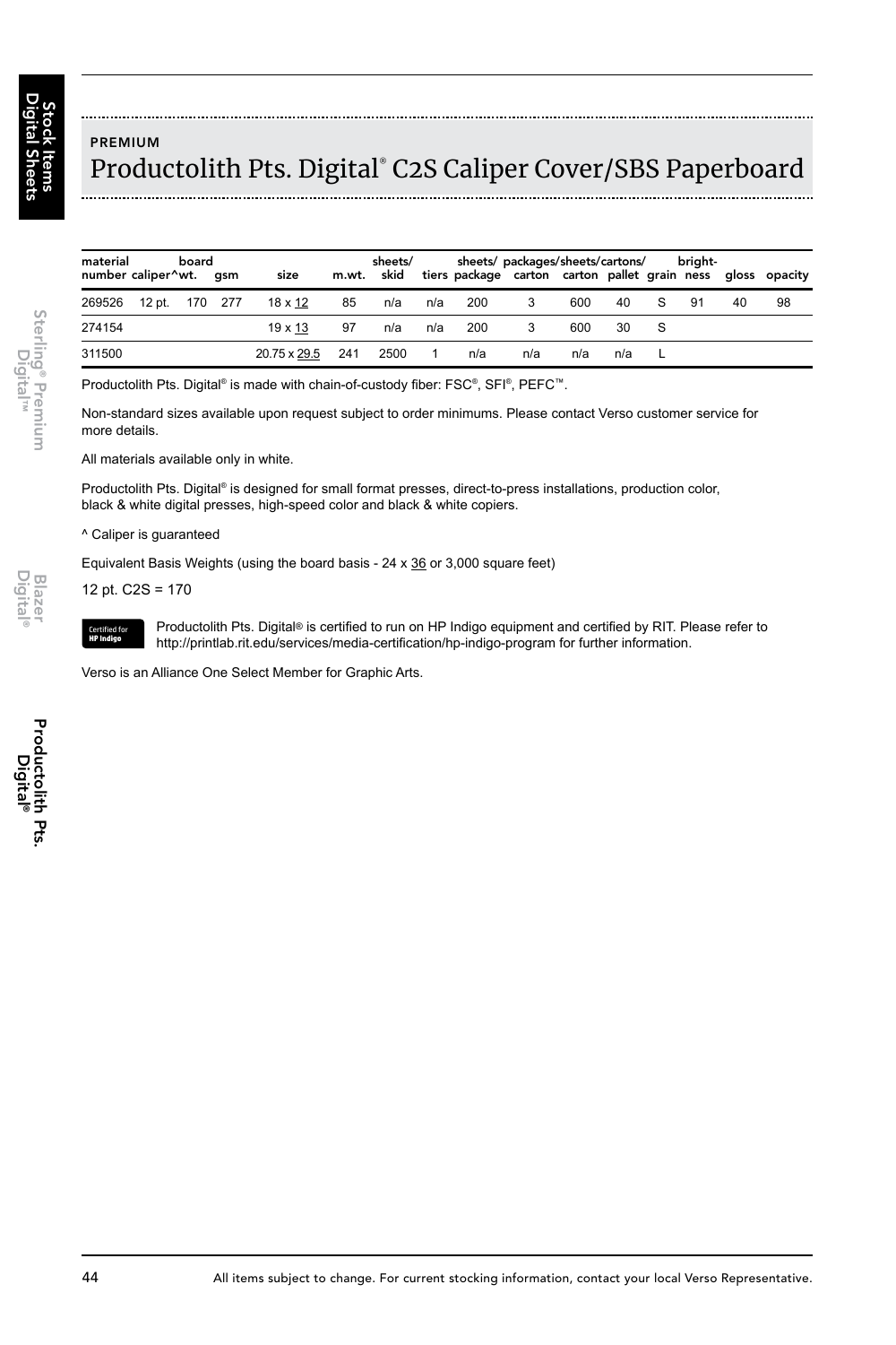PREMIUM

# Productolith Pts. Digital® C2S Caliper Cover/SBS Paperboard

| material number | caliper^ | board wt. | gsm | size | m.wt. | sheets/ skid | tiers | sheets/ package | packages/ carton | sheets/ carton | cartons/ pallet | grain | bright- ness | gloss | opacity |
|---|---|---|---|---|---|---|---|---|---|---|---|---|---|---|---|
| 269526 | 12 pt. | 170 | 277 | 18 x 12 | 85 | n/a | n/a | 200 | 3 | 600 | 40 | S | 91 | 40 | 98 |
| 274154 | | | | 19 x 13 | 97 | n/a | n/a | 200 | 3 | 600 | 30 | S | | | |
| 311500 | | | | 20.75 x 29.5 | 241 | 2500 | 1 | n/a | n/a | n/a | n/a | L | | | |

Productolith Pts. Digital® is made with chain-of-custody fiber: FSC®, SFI®, PEFC™.

Non-standard sizes available upon request subject to order minimums. Please contact Verso customer service for more details.

All materials available only in white.

Productolith Pts. Digital® is designed for small format presses, direct-to-press installations, production color, black & white digital presses, high-speed color and black & white copiers.

^ Caliper is guaranteed

Equivalent Basis Weights (using the board basis - 24 x 36 or 3,000 square feet)

12 pt. C2S = 170

Certified for HP Indigo

Productolith Pts. Digital® is certified to run on HP Indigo equipment and certified by RIT. Please refer to http://printlab.rit.edu/services/media-certification/hp-indigo-program for further information.

Verso is an Alliance One Select Member for Graphic Arts.

All items subject to change. For current stocking information, contact your local Verso Representative.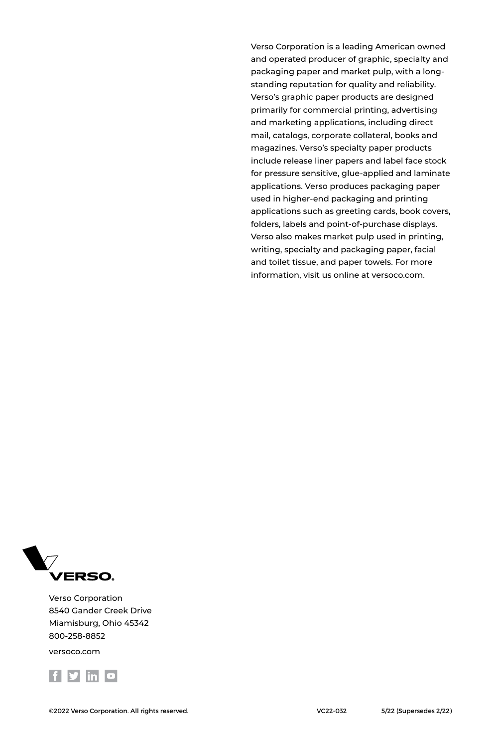Verso Corporation is a leading American owned and operated producer of graphic, specialty and packaging paper and market pulp, with a long-standing reputation for quality and reliability. Verso's graphic paper products are designed primarily for commercial printing, advertising and marketing applications, including direct mail, catalogs, corporate collateral, books and magazines. Verso's specialty paper products include release liner papers and label face stock for pressure sensitive, glue-applied and laminate applications. Verso produces packaging paper used in higher-end packaging and printing applications such as greeting cards, book covers, folders, labels and point-of-purchase displays. Verso also makes market pulp used in printing, writing, specialty and packaging paper, facial and toilet tissue, and paper towels. For more information, visit us online at versoco.com.

VERSO.

Verso Corporation
8540 Gander Creek Drive
Miamisburg, Ohio 45342
800-258-8852

versoco.com

©2022 Verso Corporation. All rights reserved. VC22-032 5/22 (Supersedes 2/22)